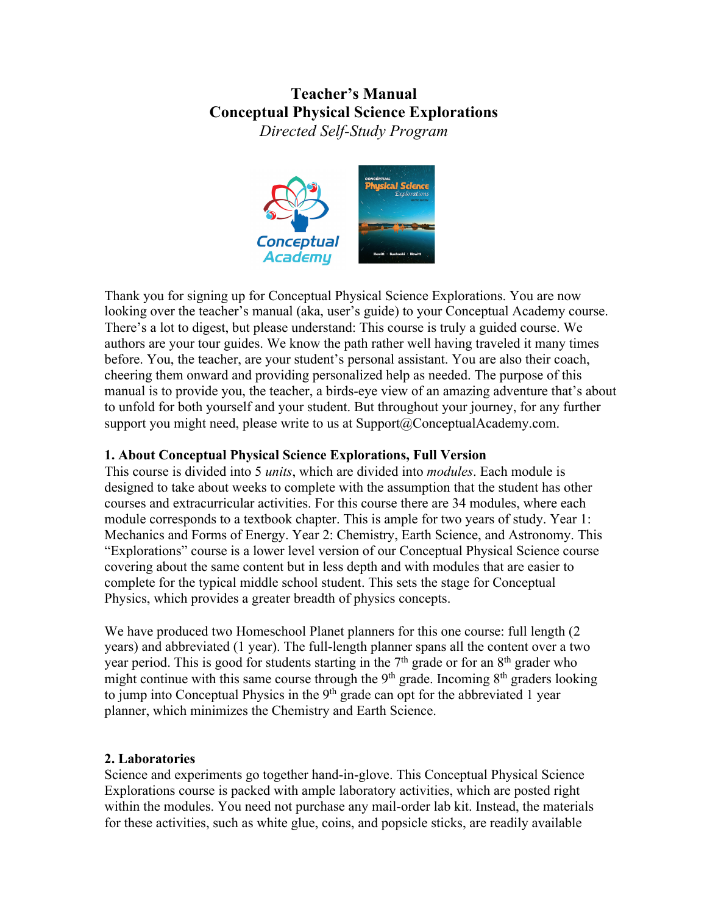# Teacher's Manual
# Conceptual Physical Science Explorations
*Directed Self-Study Program*

Thank you for signing up for Conceptual Physical Science Explorations. You are now looking over the teacher's manual (aka, user's guide) to your Conceptual Academy course. There's a lot to digest, but please understand: This course is truly a guided course. We authors are your tour guides. We know the path rather well having traveled it many times before. You, the teacher, are your student's personal assistant. You are also their coach, cheering them onward and providing personalized help as needed. The purpose of this manual is to provide you, the teacher, a birds-eye view of an amazing adventure that's about to unfold for both yourself and your student. But throughout your journey, for any further support you might need, please write to us at Support@ConceptualAcademy.com.

### 1. About Conceptual Physical Science Explorations, Full Version

This course is divided into 5 *units*, which are divided into *modules*. Each module is designed to take about weeks to complete with the assumption that the student has other courses and extracurricular activities. For this course there are 34 modules, where each module corresponds to a textbook chapter. This is ample for two years of study. Year 1: Mechanics and Forms of Energy. Year 2: Chemistry, Earth Science, and Astronomy. This "Explorations" course is a lower level version of our Conceptual Physical Science course covering about the same content but in less depth and with modules that are easier to complete for the typical middle school student. This sets the stage for Conceptual Physics, which provides a greater breadth of physics concepts.

We have produced two Homeschool Planet planners for this one course: full length (2 years) and abbreviated (1 year). The full-length planner spans all the content over a two year period. This is good for students starting in the 7th grade or for an 8th grader who might continue with this same course through the 9th grade. Incoming 8th graders looking to jump into Conceptual Physics in the 9th grade can opt for the abbreviated 1 year planner, which minimizes the Chemistry and Earth Science.

### 2. Laboratories

Science and experiments go together hand-in-glove. This Conceptual Physical Science Explorations course is packed with ample laboratory activities, which are posted right within the modules. You need not purchase any mail-order lab kit. Instead, the materials for these activities, such as white glue, coins, and popsicle sticks, are readily available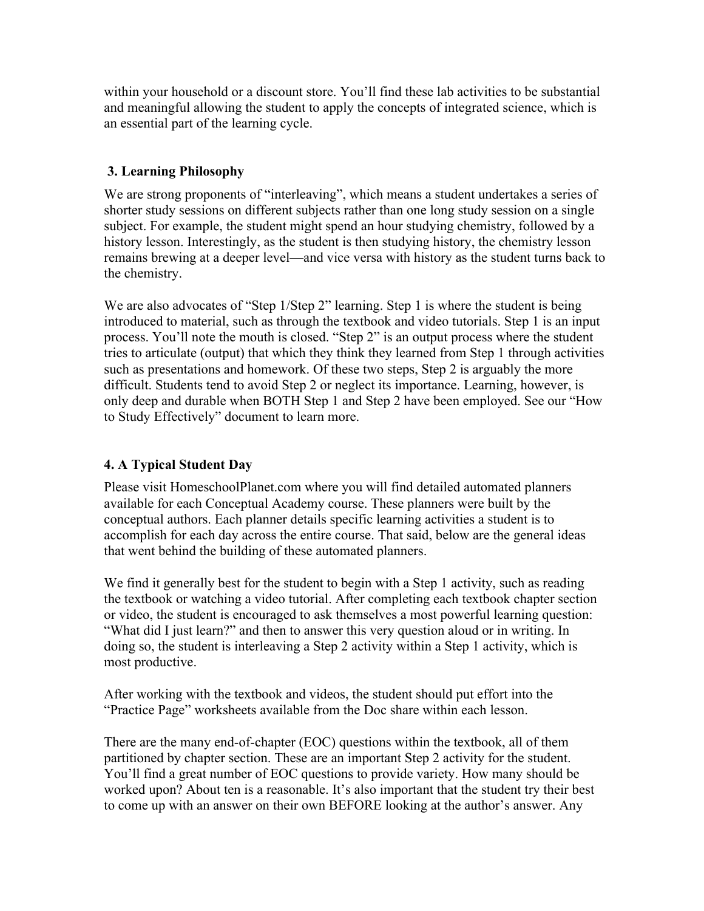within your household or a discount store. You'll find these lab activities to be substantial and meaningful allowing the student to apply the concepts of integrated science, which is an essential part of the learning cycle.

### 3. Learning Philosophy

We are strong proponents of "interleaving", which means a student undertakes a series of shorter study sessions on different subjects rather than one long study session on a single subject. For example, the student might spend an hour studying chemistry, followed by a history lesson. Interestingly, as the student is then studying history, the chemistry lesson remains brewing at a deeper level—and vice versa with history as the student turns back to the chemistry.

We are also advocates of "Step 1/Step 2" learning. Step 1 is where the student is being introduced to material, such as through the textbook and video tutorials. Step 1 is an input process. You'll note the mouth is closed. "Step 2" is an output process where the student tries to articulate (output) that which they think they learned from Step 1 through activities such as presentations and homework. Of these two steps, Step 2 is arguably the more difficult. Students tend to avoid Step 2 or neglect its importance. Learning, however, is only deep and durable when BOTH Step 1 and Step 2 have been employed. See our "How to Study Effectively" document to learn more.

### 4. A Typical Student Day

Please visit HomeschoolPlanet.com where you will find detailed automated planners available for each Conceptual Academy course. These planners were built by the conceptual authors. Each planner details specific learning activities a student is to accomplish for each day across the entire course. That said, below are the general ideas that went behind the building of these automated planners.

We find it generally best for the student to begin with a Step 1 activity, such as reading the textbook or watching a video tutorial. After completing each textbook chapter section or video, the student is encouraged to ask themselves a most powerful learning question: "What did I just learn?" and then to answer this very question aloud or in writing. In doing so, the student is interleaving a Step 2 activity within a Step 1 activity, which is most productive.

After working with the textbook and videos, the student should put effort into the "Practice Page" worksheets available from the Doc share within each lesson.

There are the many end-of-chapter (EOC) questions within the textbook, all of them partitioned by chapter section. These are an important Step 2 activity for the student. You'll find a great number of EOC questions to provide variety. How many should be worked upon? About ten is a reasonable. It's also important that the student try their best to come up with an answer on their own BEFORE looking at the author's answer. Any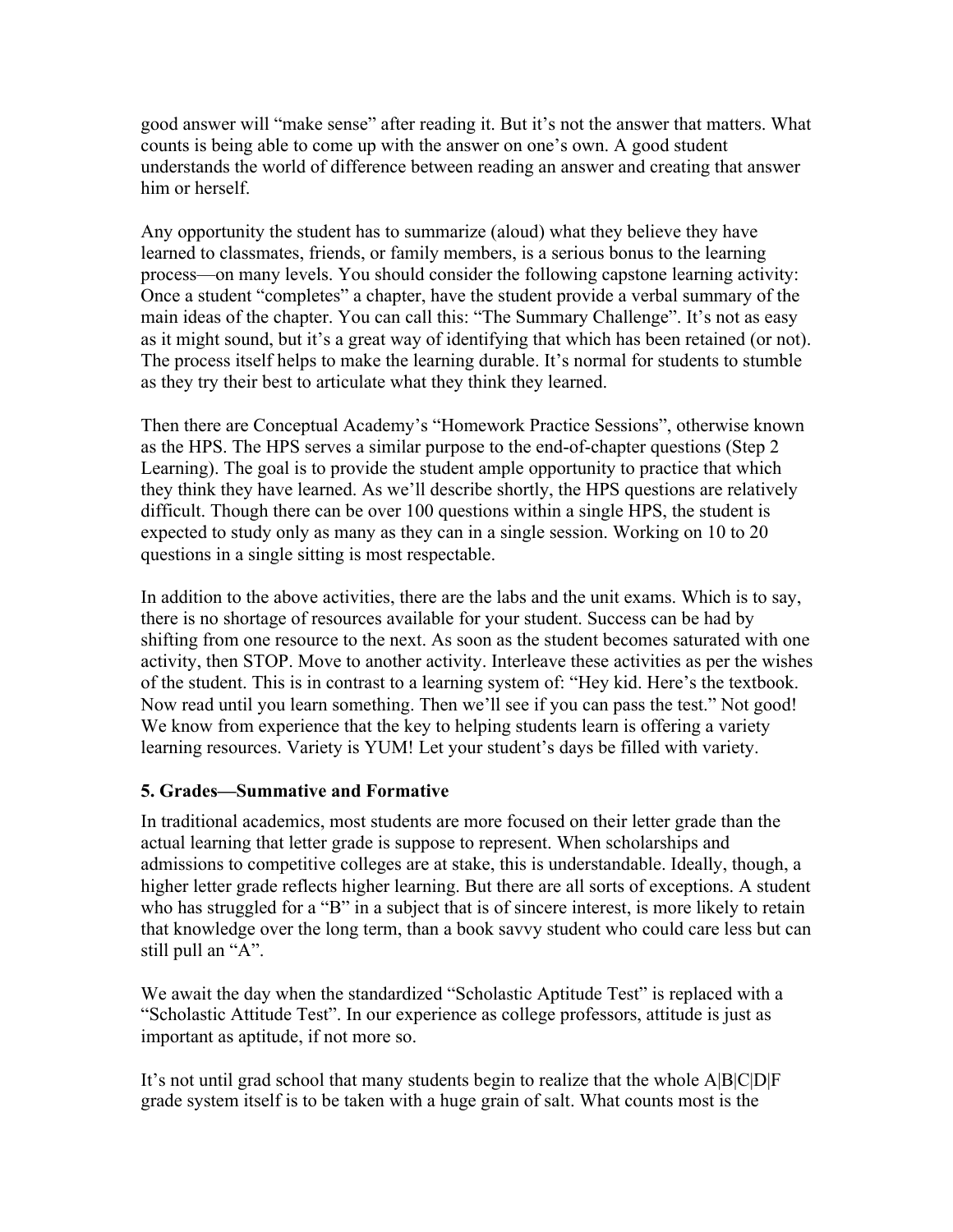good answer will "make sense" after reading it. But it's not the answer that matters. What counts is being able to come up with the answer on one's own. A good student understands the world of difference between reading an answer and creating that answer him or herself.

Any opportunity the student has to summarize (aloud) what they believe they have learned to classmates, friends, or family members, is a serious bonus to the learning process—on many levels. You should consider the following capstone learning activity: Once a student "completes" a chapter, have the student provide a verbal summary of the main ideas of the chapter. You can call this: "The Summary Challenge". It's not as easy as it might sound, but it's a great way of identifying that which has been retained (or not). The process itself helps to make the learning durable. It's normal for students to stumble as they try their best to articulate what they think they learned.

Then there are Conceptual Academy's "Homework Practice Sessions", otherwise known as the HPS. The HPS serves a similar purpose to the end-of-chapter questions (Step 2 Learning). The goal is to provide the student ample opportunity to practice that which they think they have learned. As we'll describe shortly, the HPS questions are relatively difficult. Though there can be over 100 questions within a single HPS, the student is expected to study only as many as they can in a single session. Working on 10 to 20 questions in a single sitting is most respectable.

In addition to the above activities, there are the labs and the unit exams. Which is to say, there is no shortage of resources available for your student. Success can be had by shifting from one resource to the next. As soon as the student becomes saturated with one activity, then STOP. Move to another activity. Interleave these activities as per the wishes of the student. This is in contrast to a learning system of: "Hey kid. Here's the textbook. Now read until you learn something. Then we'll see if you can pass the test." Not good! We know from experience that the key to helping students learn is offering a variety learning resources. Variety is YUM! Let your student's days be filled with variety.

### 5. Grades—Summative and Formative

In traditional academics, most students are more focused on their letter grade than the actual learning that letter grade is suppose to represent. When scholarships and admissions to competitive colleges are at stake, this is understandable. Ideally, though, a higher letter grade reflects higher learning. But there are all sorts of exceptions. A student who has struggled for a "B" in a subject that is of sincere interest, is more likely to retain that knowledge over the long term, than a book savvy student who could care less but can still pull an "A".

We await the day when the standardized "Scholastic Aptitude Test" is replaced with a "Scholastic Attitude Test". In our experience as college professors, attitude is just as important as aptitude, if not more so.

It's not until grad school that many students begin to realize that the whole A|B|C|D|F grade system itself is to be taken with a huge grain of salt. What counts most is the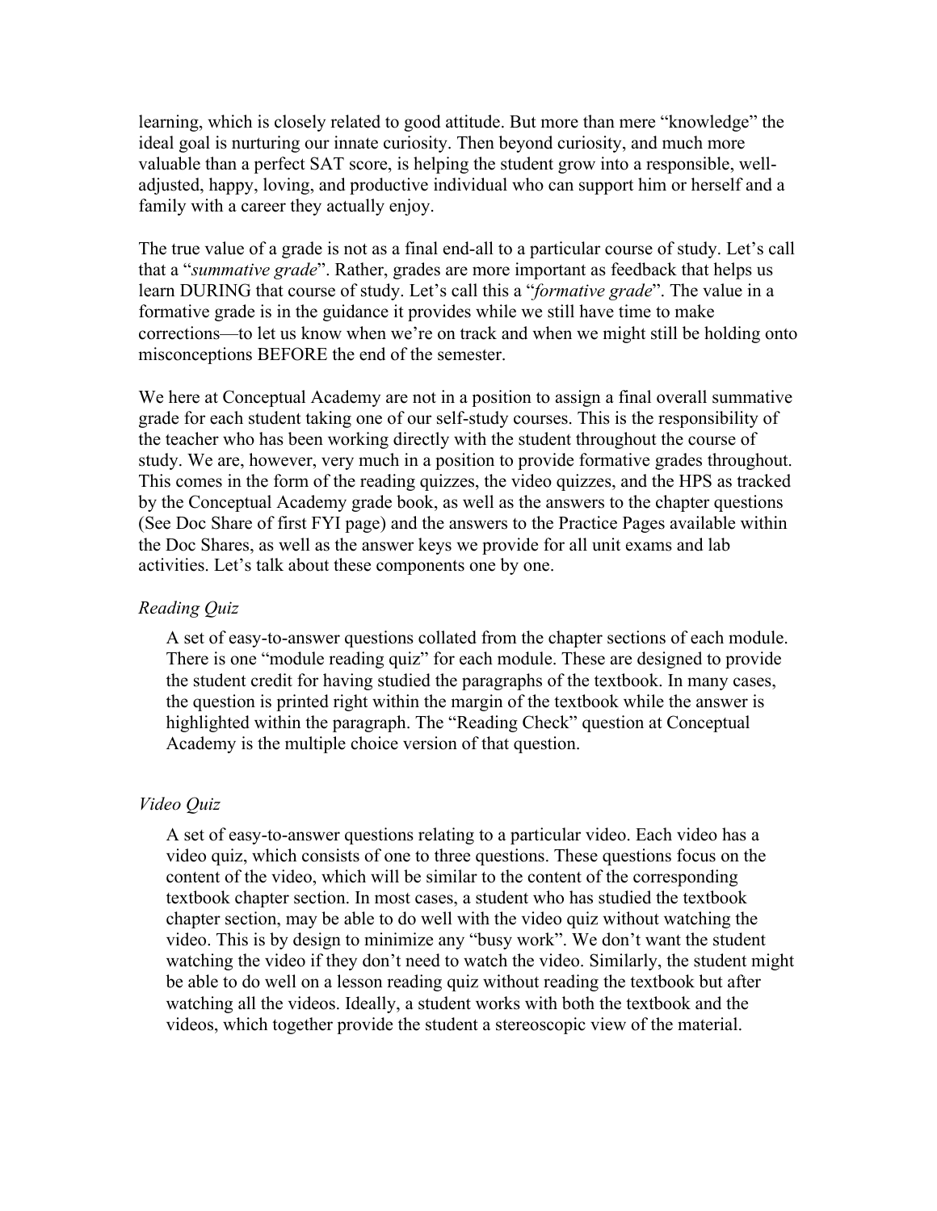learning, which is closely related to good attitude. But more than mere "knowledge" the ideal goal is nurturing our innate curiosity. Then beyond curiosity, and much more valuable than a perfect SAT score, is helping the student grow into a responsible, well-adjusted, happy, loving, and productive individual who can support him or herself and a family with a career they actually enjoy.

The true value of a grade is not as a final end-all to a particular course of study. Let's call that a "*summative grade*". Rather, grades are more important as feedback that helps us learn DURING that course of study. Let's call this a "*formative grade*". The value in a formative grade is in the guidance it provides while we still have time to make corrections—to let us know when we're on track and when we might still be holding onto misconceptions BEFORE the end of the semester.

We here at Conceptual Academy are not in a position to assign a final overall summative grade for each student taking one of our self-study courses. This is the responsibility of the teacher who has been working directly with the student throughout the course of study. We are, however, very much in a position to provide formative grades throughout. This comes in the form of the reading quizzes, the video quizzes, and the HPS as tracked by the Conceptual Academy grade book, as well as the answers to the chapter questions (See Doc Share of first FYI page) and the answers to the Practice Pages available within the Doc Shares, as well as the answer keys we provide for all unit exams and lab activities. Let's talk about these components one by one.

*Reading Quiz*

> A set of easy-to-answer questions collated from the chapter sections of each module. There is one "module reading quiz" for each module. These are designed to provide the student credit for having studied the paragraphs of the textbook. In many cases, the question is printed right within the margin of the textbook while the answer is highlighted within the paragraph. The "Reading Check" question at Conceptual Academy is the multiple choice version of that question.

*Video Quiz*

> A set of easy-to-answer questions relating to a particular video. Each video has a video quiz, which consists of one to three questions. These questions focus on the content of the video, which will be similar to the content of the corresponding textbook chapter section. In most cases, a student who has studied the textbook chapter section, may be able to do well with the video quiz without watching the video. This is by design to minimize any "busy work". We don't want the student watching the video if they don't need to watch the video. Similarly, the student might be able to do well on a lesson reading quiz without reading the textbook but after watching all the videos. Ideally, a student works with both the textbook and the videos, which together provide the student a stereoscopic view of the material.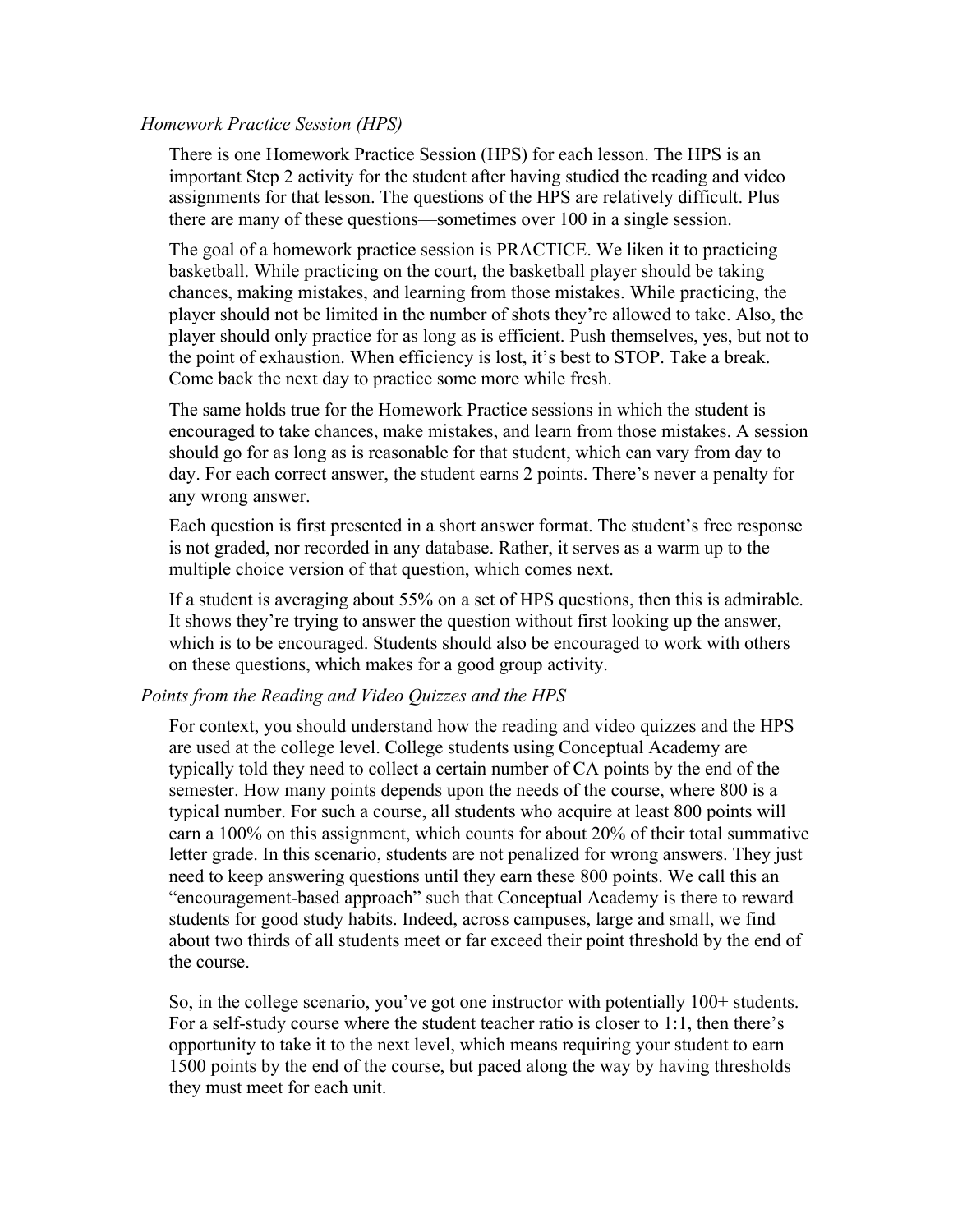### *Homework Practice Session (HPS)*

There is one Homework Practice Session (HPS) for each lesson. The HPS is an important Step 2 activity for the student after having studied the reading and video assignments for that lesson. The questions of the HPS are relatively difficult. Plus there are many of these questions—sometimes over 100 in a single session.

The goal of a homework practice session is PRACTICE. We liken it to practicing basketball. While practicing on the court, the basketball player should be taking chances, making mistakes, and learning from those mistakes. While practicing, the player should not be limited in the number of shots they're allowed to take. Also, the player should only practice for as long as is efficient. Push themselves, yes, but not to the point of exhaustion. When efficiency is lost, it's best to STOP. Take a break. Come back the next day to practice some more while fresh.

The same holds true for the Homework Practice sessions in which the student is encouraged to take chances, make mistakes, and learn from those mistakes. A session should go for as long as is reasonable for that student, which can vary from day to day. For each correct answer, the student earns 2 points. There's never a penalty for any wrong answer.

Each question is first presented in a short answer format. The student's free response is not graded, nor recorded in any database. Rather, it serves as a warm up to the multiple choice version of that question, which comes next.

If a student is averaging about 55% on a set of HPS questions, then this is admirable. It shows they're trying to answer the question without first looking up the answer, which is to be encouraged. Students should also be encouraged to work with others on these questions, which makes for a good group activity.

### *Points from the Reading and Video Quizzes and the HPS*

For context, you should understand how the reading and video quizzes and the HPS are used at the college level. College students using Conceptual Academy are typically told they need to collect a certain number of CA points by the end of the semester. How many points depends upon the needs of the course, where 800 is a typical number. For such a course, all students who acquire at least 800 points will earn a 100% on this assignment, which counts for about 20% of their total summative letter grade. In this scenario, students are not penalized for wrong answers. They just need to keep answering questions until they earn these 800 points. We call this an "encouragement-based approach" such that Conceptual Academy is there to reward students for good study habits. Indeed, across campuses, large and small, we find about two thirds of all students meet or far exceed their point threshold by the end of the course.

So, in the college scenario, you've got one instructor with potentially 100+ students. For a self-study course where the student teacher ratio is closer to 1:1, then there's opportunity to take it to the next level, which means requiring your student to earn 1500 points by the end of the course, but paced along the way by having thresholds they must meet for each unit.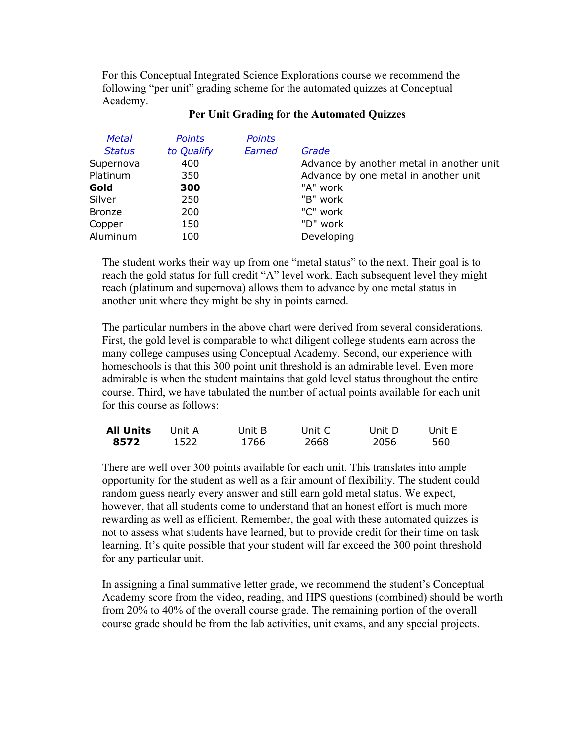For this Conceptual Integrated Science Explorations course we recommend the following "per unit" grading scheme for the automated quizzes at Conceptual Academy.

**Per Unit Grading for the Automated Quizzes**

| *Metal Status* | *Points to Qualify* | *Points Earned* | *Grade* |
|---|---|---|---|
| Supernova | 400 | | Advance by another metal in another unit |
| Platinum | 350 | | Advance by one metal in another unit |
| **Gold** | **300** | | "A" work |
| Silver | 250 | | "B" work |
| Bronze | 200 | | "C" work |
| Copper | 150 | | "D" work |
| Aluminum | 100 | | Developing |

The student works their way up from one "metal status" to the next. Their goal is to reach the gold status for full credit "A" level work. Each subsequent level they might reach (platinum and supernova) allows them to advance by one metal status in another unit where they might be shy in points earned.

The particular numbers in the above chart were derived from several considerations. First, the gold level is comparable to what diligent college students earn across the many college campuses using Conceptual Academy. Second, our experience with homeschools is that this 300 point unit threshold is an admirable level. Even more admirable is when the student maintains that gold level status throughout the entire course. Third, we have tabulated the number of actual points available for each unit for this course as follows:

| **All Units** | Unit A | Unit B | Unit C | Unit D | Unit E |
|---|---|---|---|---|---|
| **8572** | 1522 | 1766 | 2668 | 2056 | 560 |

There are well over 300 points available for each unit. This translates into ample opportunity for the student as well as a fair amount of flexibility. The student could random guess nearly every answer and still earn gold metal status. We expect, however, that all students come to understand that an honest effort is much more rewarding as well as efficient. Remember, the goal with these automated quizzes is not to assess what students have learned, but to provide credit for their time on task learning. It's quite possible that your student will far exceed the 300 point threshold for any particular unit.

In assigning a final summative letter grade, we recommend the student's Conceptual Academy score from the video, reading, and HPS questions (combined) should be worth from 20% to 40% of the overall course grade. The remaining portion of the overall course grade should be from the lab activities, unit exams, and any special projects.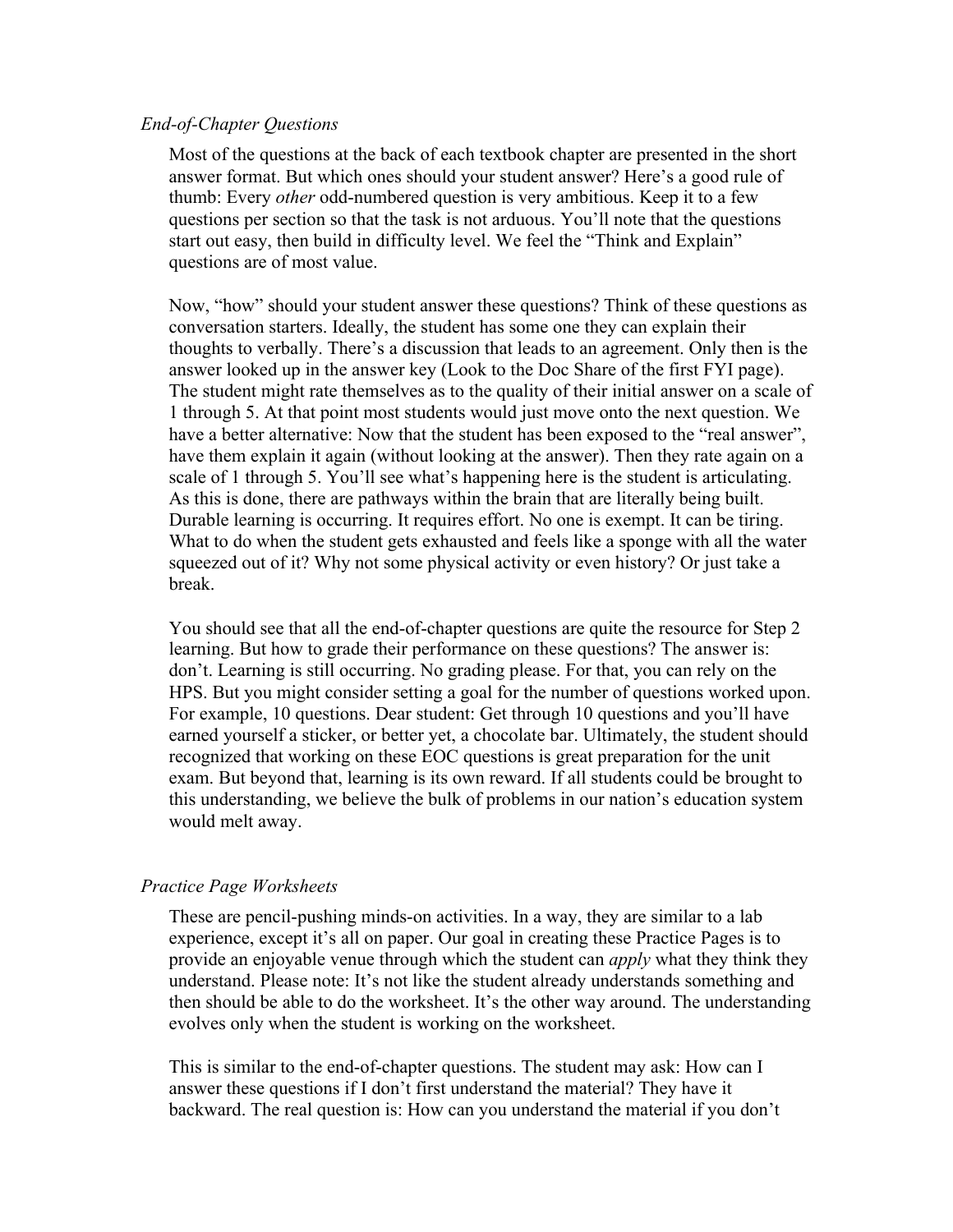*End-of-Chapter Questions*

Most of the questions at the back of each textbook chapter are presented in the short answer format. But which ones should your student answer? Here's a good rule of thumb: Every *other* odd-numbered question is very ambitious. Keep it to a few questions per section so that the task is not arduous. You'll note that the questions start out easy, then build in difficulty level. We feel the "Think and Explain" questions are of most value.

Now, "how" should your student answer these questions? Think of these questions as conversation starters. Ideally, the student has some one they can explain their thoughts to verbally. There's a discussion that leads to an agreement. Only then is the answer looked up in the answer key (Look to the Doc Share of the first FYI page). The student might rate themselves as to the quality of their initial answer on a scale of 1 through 5. At that point most students would just move onto the next question. We have a better alternative: Now that the student has been exposed to the "real answer", have them explain it again (without looking at the answer). Then they rate again on a scale of 1 through 5. You'll see what's happening here is the student is articulating. As this is done, there are pathways within the brain that are literally being built. Durable learning is occurring. It requires effort. No one is exempt. It can be tiring. What to do when the student gets exhausted and feels like a sponge with all the water squeezed out of it? Why not some physical activity or even history? Or just take a break.

You should see that all the end-of-chapter questions are quite the resource for Step 2 learning. But how to grade their performance on these questions? The answer is: don't. Learning is still occurring. No grading please. For that, you can rely on the HPS. But you might consider setting a goal for the number of questions worked upon. For example, 10 questions. Dear student: Get through 10 questions and you'll have earned yourself a sticker, or better yet, a chocolate bar. Ultimately, the student should recognized that working on these EOC questions is great preparation for the unit exam. But beyond that, learning is its own reward. If all students could be brought to this understanding, we believe the bulk of problems in our nation's education system would melt away.

*Practice Page Worksheets*

These are pencil-pushing minds-on activities. In a way, they are similar to a lab experience, except it's all on paper. Our goal in creating these Practice Pages is to provide an enjoyable venue through which the student can *apply* what they think they understand. Please note: It's not like the student already understands something and then should be able to do the worksheet. It's the other way around. The understanding evolves only when the student is working on the worksheet.

This is similar to the end-of-chapter questions. The student may ask: How can I answer these questions if I don't first understand the material? They have it backward. The real question is: How can you understand the material if you don't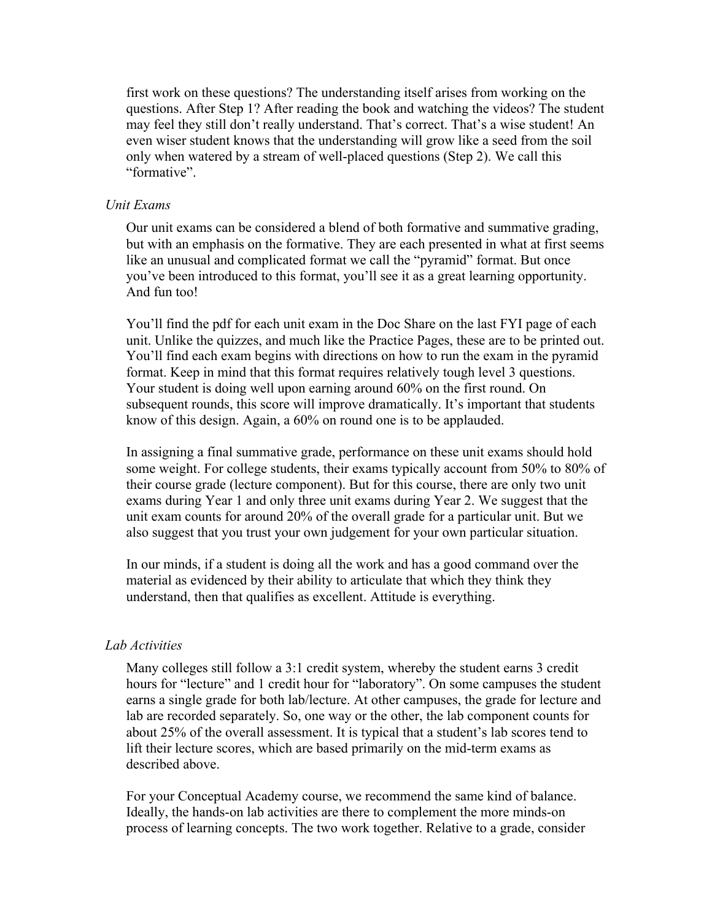first work on these questions? The understanding itself arises from working on the questions. After Step 1? After reading the book and watching the videos? The student may feel they still don't really understand. That's correct. That's a wise student! An even wiser student knows that the understanding will grow like a seed from the soil only when watered by a stream of well-placed questions (Step 2). We call this "formative".

*Unit Exams*

Our unit exams can be considered a blend of both formative and summative grading, but with an emphasis on the formative. They are each presented in what at first seems like an unusual and complicated format we call the "pyramid" format. But once you've been introduced to this format, you'll see it as a great learning opportunity. And fun too!

You'll find the pdf for each unit exam in the Doc Share on the last FYI page of each unit. Unlike the quizzes, and much like the Practice Pages, these are to be printed out. You'll find each exam begins with directions on how to run the exam in the pyramid format. Keep in mind that this format requires relatively tough level 3 questions. Your student is doing well upon earning around 60% on the first round. On subsequent rounds, this score will improve dramatically. It's important that students know of this design. Again, a 60% on round one is to be applauded.

In assigning a final summative grade, performance on these unit exams should hold some weight. For college students, their exams typically account from 50% to 80% of their course grade (lecture component). But for this course, there are only two unit exams during Year 1 and only three unit exams during Year 2. We suggest that the unit exam counts for around 20% of the overall grade for a particular unit. But we also suggest that you trust your own judgement for your own particular situation.

In our minds, if a student is doing all the work and has a good command over the material as evidenced by their ability to articulate that which they think they understand, then that qualifies as excellent. Attitude is everything.

*Lab Activities*

Many colleges still follow a 3:1 credit system, whereby the student earns 3 credit hours for "lecture" and 1 credit hour for "laboratory". On some campuses the student earns a single grade for both lab/lecture. At other campuses, the grade for lecture and lab are recorded separately. So, one way or the other, the lab component counts for about 25% of the overall assessment. It is typical that a student's lab scores tend to lift their lecture scores, which are based primarily on the mid-term exams as described above.

For your Conceptual Academy course, we recommend the same kind of balance. Ideally, the hands-on lab activities are there to complement the more minds-on process of learning concepts. The two work together. Relative to a grade, consider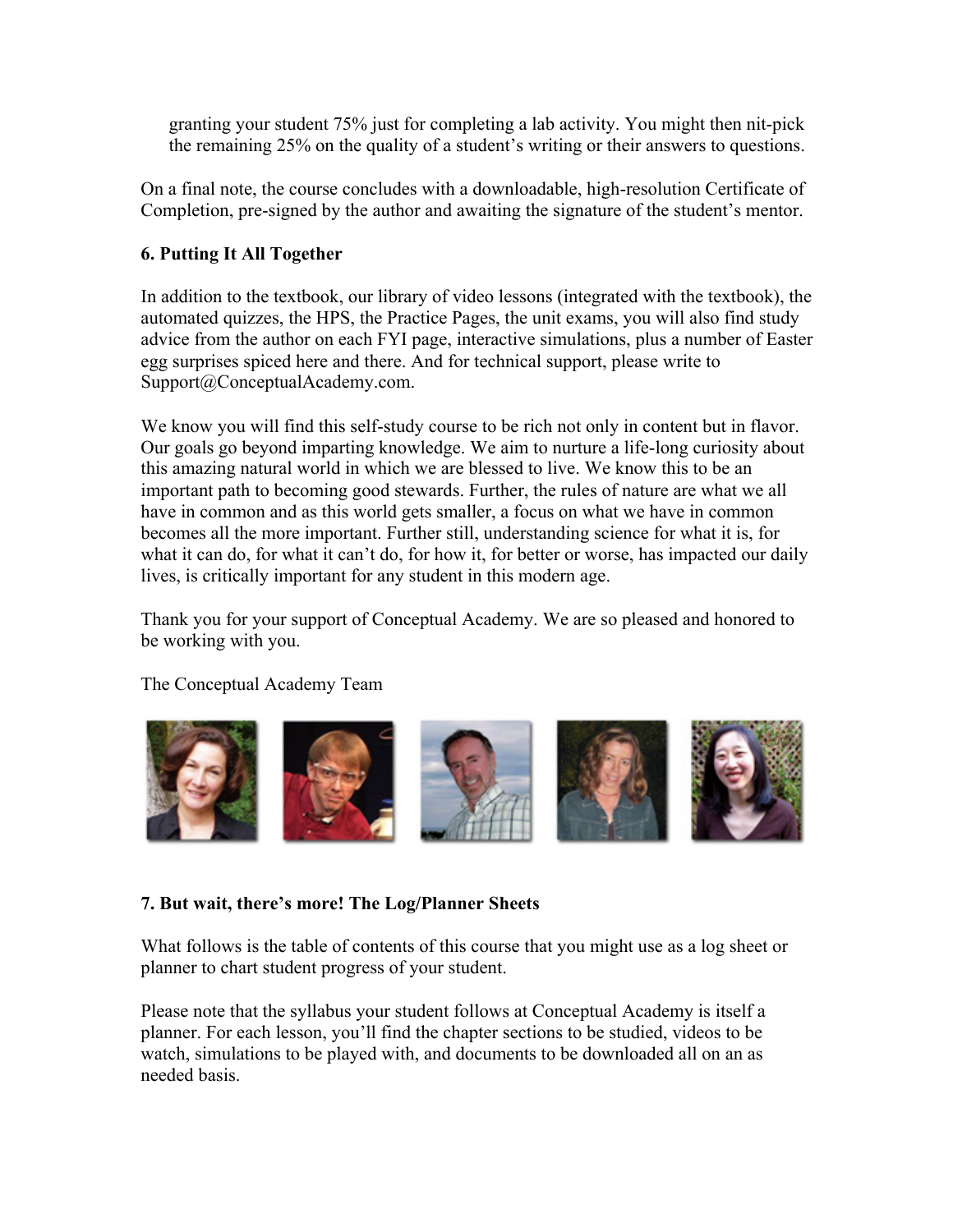granting your student 75% just for completing a lab activity. You might then nit-pick the remaining 25% on the quality of a student's writing or their answers to questions.

On a final note, the course concludes with a downloadable, high-resolution Certificate of Completion, pre-signed by the author and awaiting the signature of the student's mentor.

### 6. Putting It All Together

In addition to the textbook, our library of video lessons (integrated with the textbook), the automated quizzes, the HPS, the Practice Pages, the unit exams, you will also find study advice from the author on each FYI page, interactive simulations, plus a number of Easter egg surprises spiced here and there. And for technical support, please write to Support@ConceptualAcademy.com.

We know you will find this self-study course to be rich not only in content but in flavor. Our goals go beyond imparting knowledge. We aim to nurture a life-long curiosity about this amazing natural world in which we are blessed to live. We know this to be an important path to becoming good stewards. Further, the rules of nature are what we all have in common and as this world gets smaller, a focus on what we have in common becomes all the more important. Further still, understanding science for what it is, for what it can do, for what it can't do, for how it, for better or worse, has impacted our daily lives, is critically important for any student in this modern age.

Thank you for your support of Conceptual Academy. We are so pleased and honored to be working with you.

The Conceptual Academy Team

### 7. But wait, there's more! The Log/Planner Sheets

What follows is the table of contents of this course that you might use as a log sheet or planner to chart student progress of your student.

Please note that the syllabus your student follows at Conceptual Academy is itself a planner. For each lesson, you'll find the chapter sections to be studied, videos to be watch, simulations to be played with, and documents to be downloaded all on an as needed basis.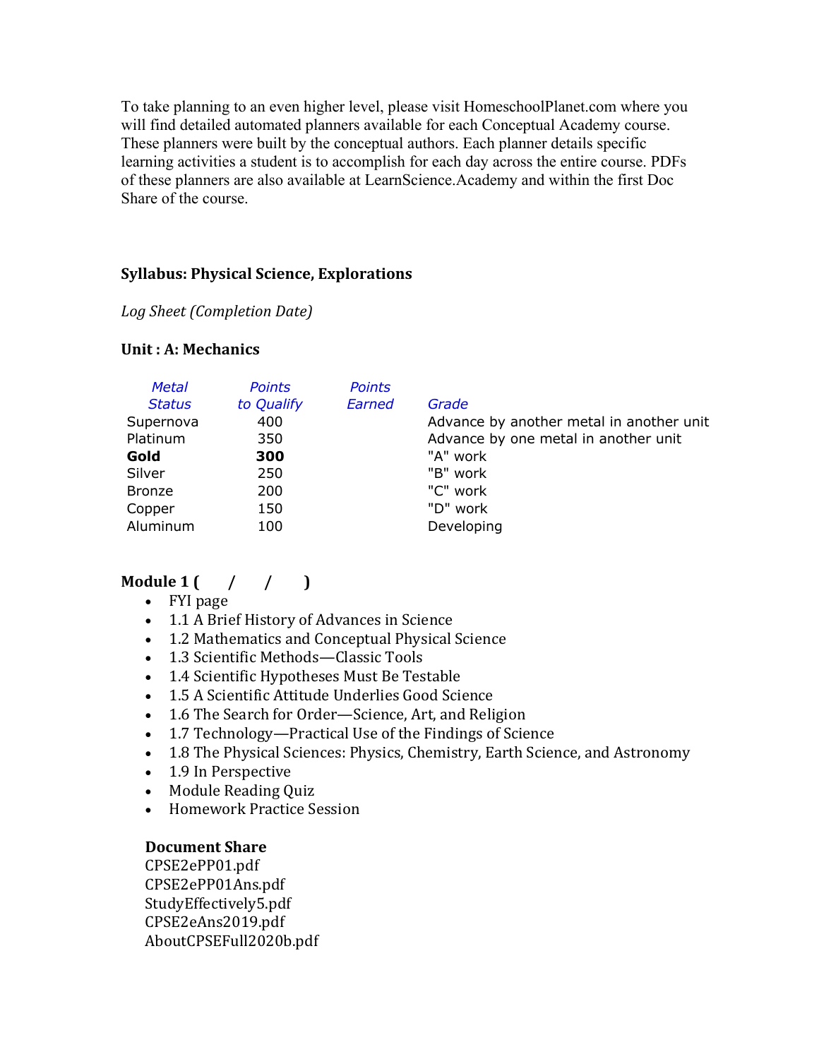To take planning to an even higher level, please visit HomeschoolPlanet.com where you will find detailed automated planners available for each Conceptual Academy course. These planners were built by the conceptual authors. Each planner details specific learning activities a student is to accomplish for each day across the entire course. PDFs of these planners are also available at LearnScience.Academy and within the first Doc Share of the course.

## Syllabus: Physical Science, Explorations

*Log Sheet (Completion Date)*

### Unit : A: Mechanics

| *Metal Status* | *Points to Qualify* | *Points Earned* | *Grade* |
|---|---|---|---|
| Supernova | 400 | | Advance by another metal in another unit |
| Platinum | 350 | | Advance by one metal in another unit |
| **Gold** | **300** | | "A" work |
| Silver | 250 | | "B" work |
| Bronze | 200 | | "C" work |
| Copper | 150 | | "D" work |
| Aluminum | 100 | | Developing |

### Module 1 (      /      /      )

- FYI page
- 1.1 A Brief History of Advances in Science
- 1.2 Mathematics and Conceptual Physical Science
- 1.3 Scientific Methods—Classic Tools
- 1.4 Scientific Hypotheses Must Be Testable
- 1.5 A Scientific Attitude Underlies Good Science
- 1.6 The Search for Order—Science, Art, and Religion
- 1.7 Technology—Practical Use of the Findings of Science
- 1.8 The Physical Sciences: Physics, Chemistry, Earth Science, and Astronomy
- 1.9 In Perspective
- Module Reading Quiz
- Homework Practice Session

**Document Share**

CPSE2ePP01.pdf
CPSE2ePP01Ans.pdf
StudyEffectively5.pdf
CPSE2eAns2019.pdf
AboutCPSEFull2020b.pdf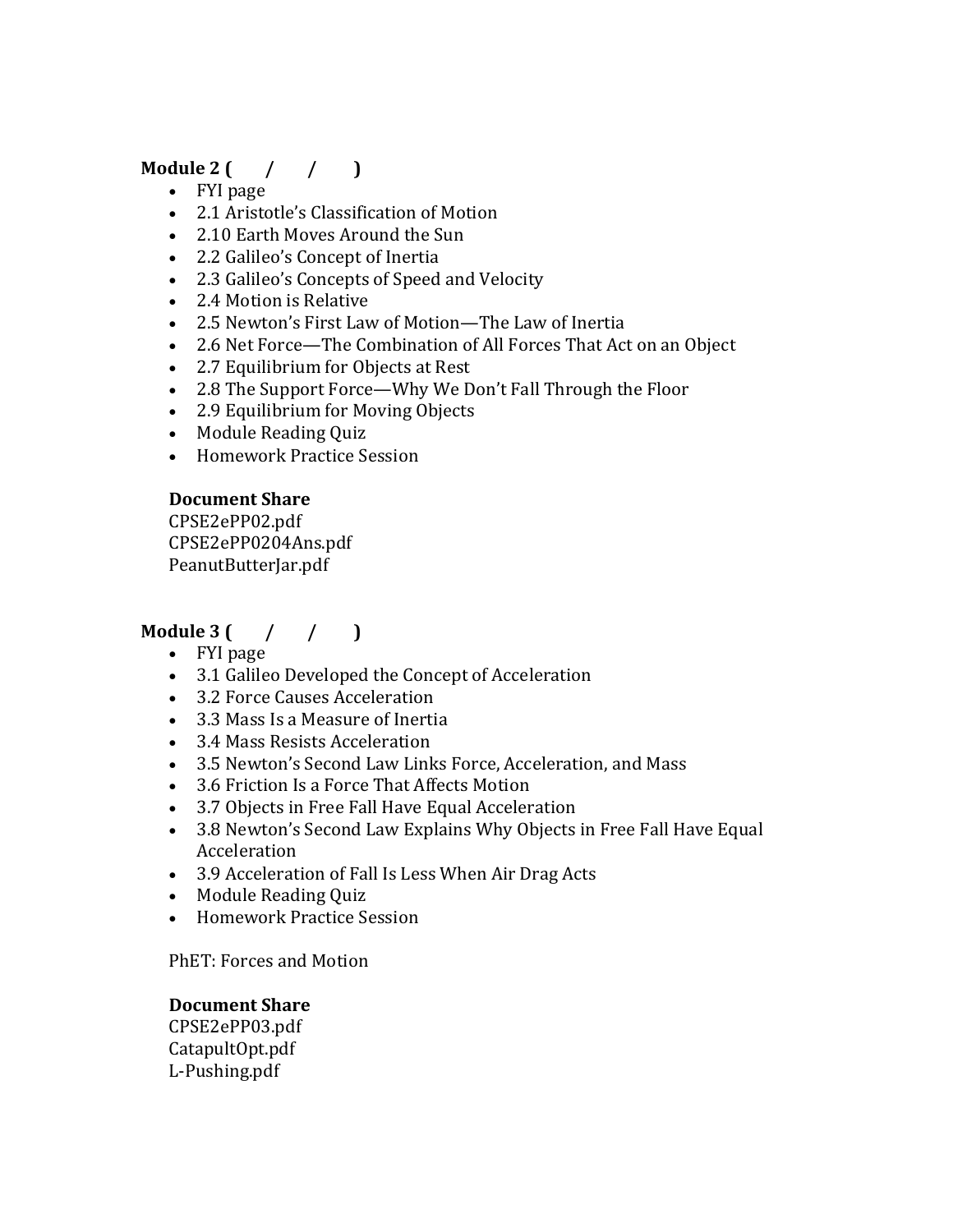**Module 2 (      /      /      )**

- FYI page
- 2.1 Aristotle's Classification of Motion
- 2.10 Earth Moves Around the Sun
- 2.2 Galileo's Concept of Inertia
- 2.3 Galileo's Concepts of Speed and Velocity
- 2.4 Motion is Relative
- 2.5 Newton's First Law of Motion—The Law of Inertia
- 2.6 Net Force—The Combination of All Forces That Act on an Object
- 2.7 Equilibrium for Objects at Rest
- 2.8 The Support Force—Why We Don't Fall Through the Floor
- 2.9 Equilibrium for Moving Objects
- Module Reading Quiz
- Homework Practice Session

**Document Share**
CPSE2ePP02.pdf
CPSE2ePP0204Ans.pdf
PeanutButterJar.pdf

**Module 3 (      /      /      )**

- FYI page
- 3.1 Galileo Developed the Concept of Acceleration
- 3.2 Force Causes Acceleration
- 3.3 Mass Is a Measure of Inertia
- 3.4 Mass Resists Acceleration
- 3.5 Newton's Second Law Links Force, Acceleration, and Mass
- 3.6 Friction Is a Force That Affects Motion
- 3.7 Objects in Free Fall Have Equal Acceleration
- 3.8 Newton's Second Law Explains Why Objects in Free Fall Have Equal Acceleration
- 3.9 Acceleration of Fall Is Less When Air Drag Acts
- Module Reading Quiz
- Homework Practice Session

PhET: Forces and Motion

**Document Share**
CPSE2ePP03.pdf
CatapultOpt.pdf
L-Pushing.pdf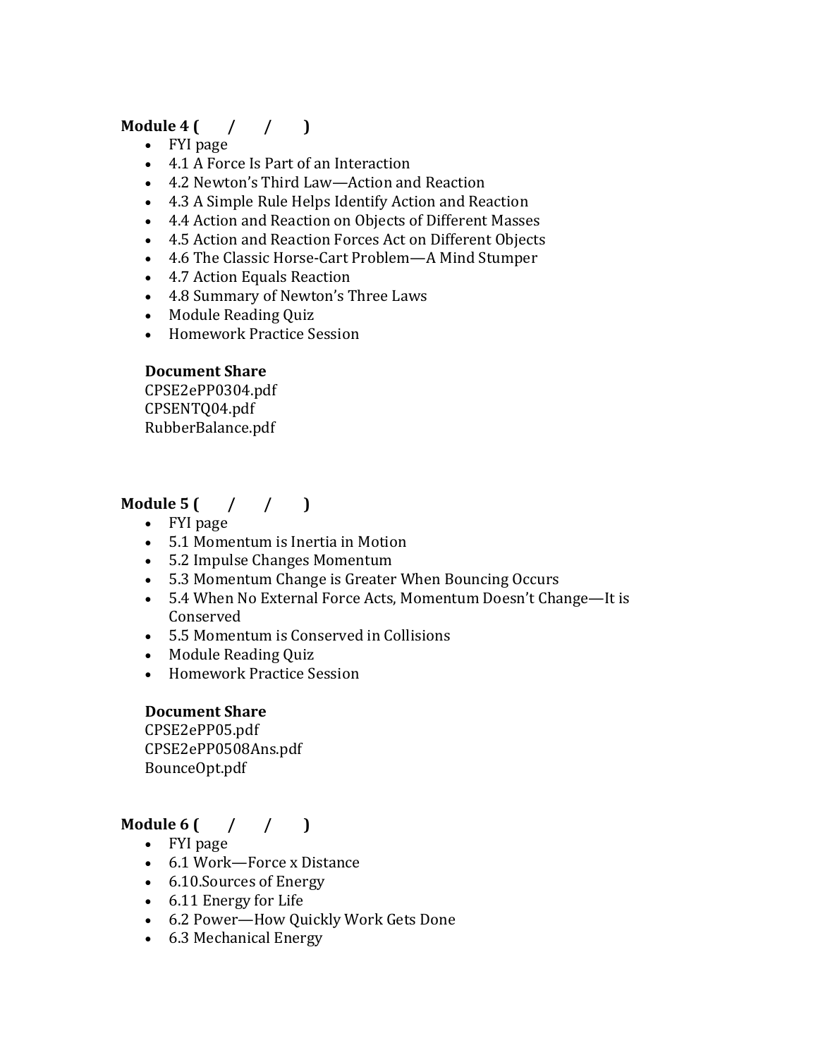**Module 4 (  /  /  )**

- FYI page
- 4.1 A Force Is Part of an Interaction
- 4.2 Newton's Third Law—Action and Reaction
- 4.3 A Simple Rule Helps Identify Action and Reaction
- 4.4 Action and Reaction on Objects of Different Masses
- 4.5 Action and Reaction Forces Act on Different Objects
- 4.6 The Classic Horse-Cart Problem—A Mind Stumper
- 4.7 Action Equals Reaction
- 4.8 Summary of Newton's Three Laws
- Module Reading Quiz
- Homework Practice Session

**Document Share**
CPSE2ePP0304.pdf
CPSENTQ04.pdf
RubberBalance.pdf

**Module 5 (  /  /  )**

- FYI page
- 5.1 Momentum is Inertia in Motion
- 5.2 Impulse Changes Momentum
- 5.3 Momentum Change is Greater When Bouncing Occurs
- 5.4 When No External Force Acts, Momentum Doesn't Change—It is Conserved
- 5.5 Momentum is Conserved in Collisions
- Module Reading Quiz
- Homework Practice Session

**Document Share**
CPSE2ePP05.pdf
CPSE2ePP0508Ans.pdf
BounceOpt.pdf

**Module 6 (  /  /  )**

- FYI page
- 6.1 Work—Force x Distance
- 6.10.Sources of Energy
- 6.11 Energy for Life
- 6.2 Power—How Quickly Work Gets Done
- 6.3 Mechanical Energy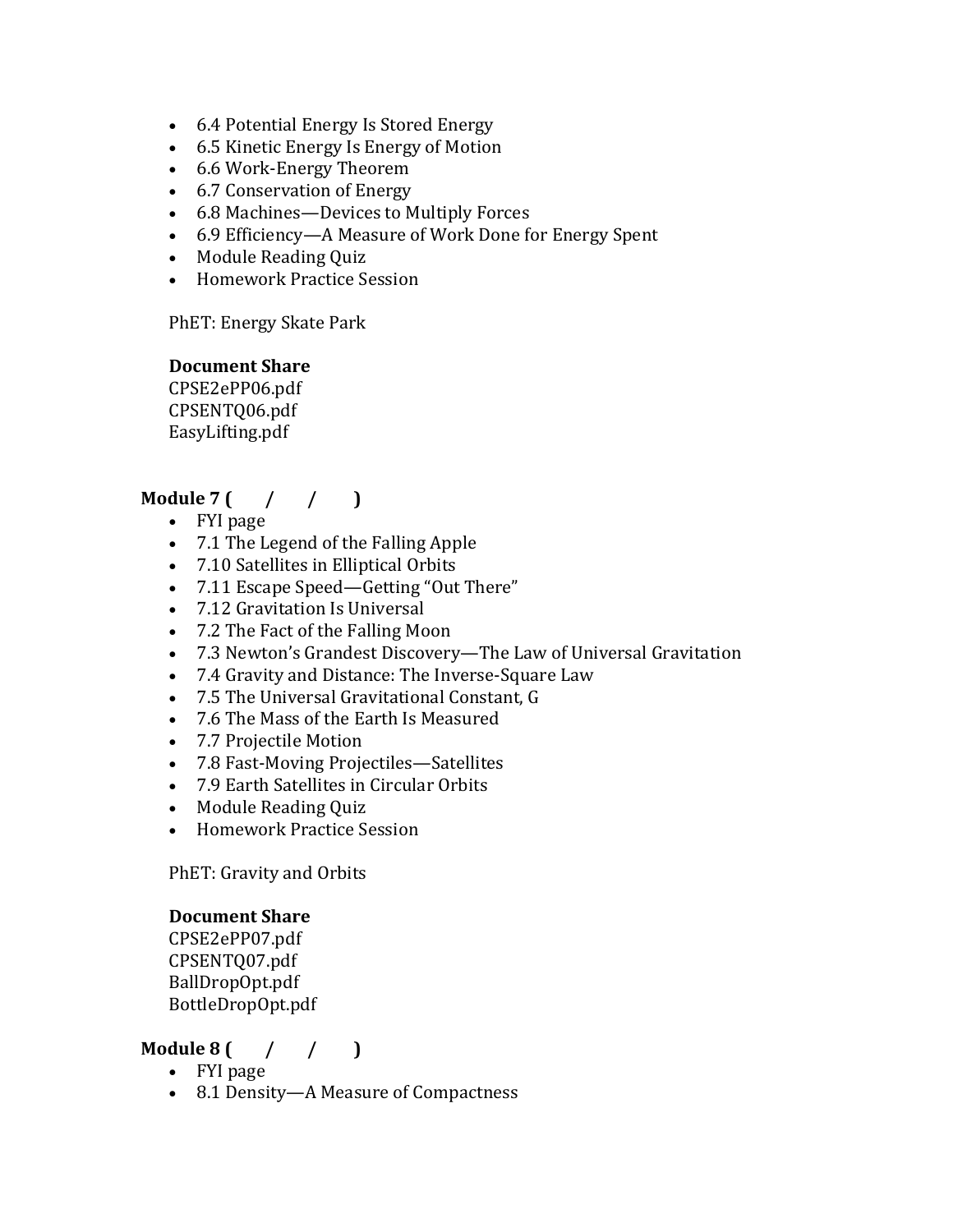- 6.4 Potential Energy Is Stored Energy
- 6.5 Kinetic Energy Is Energy of Motion
- 6.6 Work-Energy Theorem
- 6.7 Conservation of Energy
- 6.8 Machines—Devices to Multiply Forces
- 6.9 Efficiency—A Measure of Work Done for Energy Spent
- Module Reading Quiz
- Homework Practice Session

PhET: Energy Skate Park

**Document Share**
CPSE2ePP06.pdf
CPSENTQ06.pdf
EasyLifting.pdf

**Module 7 (    /    /    )**

- FYI page
- 7.1 The Legend of the Falling Apple
- 7.10 Satellites in Elliptical Orbits
- 7.11 Escape Speed—Getting "Out There"
- 7.12 Gravitation Is Universal
- 7.2 The Fact of the Falling Moon
- 7.3 Newton's Grandest Discovery—The Law of Universal Gravitation
- 7.4 Gravity and Distance: The Inverse-Square Law
- 7.5 The Universal Gravitational Constant, G
- 7.6 The Mass of the Earth Is Measured
- 7.7 Projectile Motion
- 7.8 Fast-Moving Projectiles—Satellites
- 7.9 Earth Satellites in Circular Orbits
- Module Reading Quiz
- Homework Practice Session

PhET: Gravity and Orbits

**Document Share**
CPSE2ePP07.pdf
CPSENTQ07.pdf
BallDropOpt.pdf
BottleDropOpt.pdf

**Module 8 (    /    /    )**

- FYI page
- 8.1 Density—A Measure of Compactness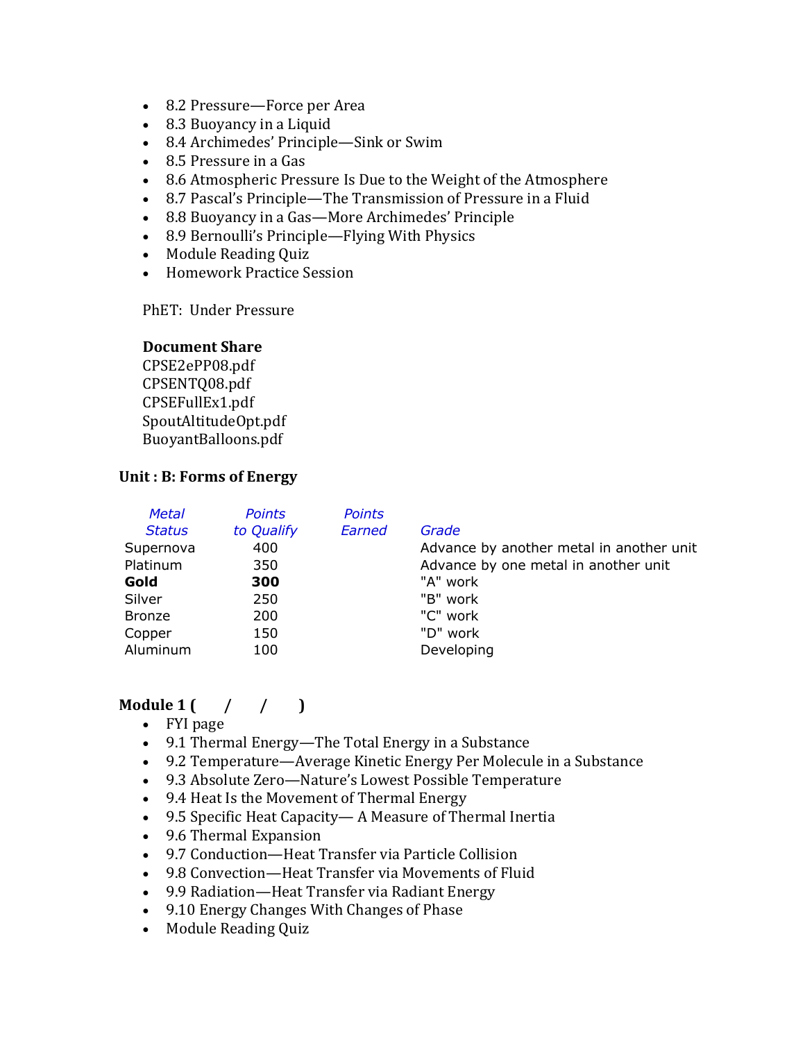- 8.2 Pressure—Force per Area
- 8.3 Buoyancy in a Liquid
- 8.4 Archimedes' Principle—Sink or Swim
- 8.5 Pressure in a Gas
- 8.6 Atmospheric Pressure Is Due to the Weight of the Atmosphere
- 8.7 Pascal's Principle—The Transmission of Pressure in a Fluid
- 8.8 Buoyancy in a Gas—More Archimedes' Principle
- 8.9 Bernoulli's Principle—Flying With Physics
- Module Reading Quiz
- Homework Practice Session

PhET: Under Pressure

**Document Share**
CPSE2ePP08.pdf
CPSENTQ08.pdf
CPSEFullEx1.pdf
SpoutAltitudeOpt.pdf
BuoyantBalloons.pdf

**Unit : B: Forms of Energy**

| *Metal Status* | *Points to Qualify* | *Points Earned* | *Grade* |
|---|---|---|---|
| Supernova | 400 | | Advance by another metal in another unit |
| Platinum | 350 | | Advance by one metal in another unit |
| **Gold** | **300** | | "A" work |
| Silver | 250 | | "B" work |
| Bronze | 200 | | "C" work |
| Copper | 150 | | "D" work |
| Aluminum | 100 | | Developing |

**Module 1 (      /      /      )**

- FYI page
- 9.1 Thermal Energy—The Total Energy in a Substance
- 9.2 Temperature—Average Kinetic Energy Per Molecule in a Substance
- 9.3 Absolute Zero—Nature's Lowest Possible Temperature
- 9.4 Heat Is the Movement of Thermal Energy
- 9.5 Specific Heat Capacity— A Measure of Thermal Inertia
- 9.6 Thermal Expansion
- 9.7 Conduction—Heat Transfer via Particle Collision
- 9.8 Convection—Heat Transfer via Movements of Fluid
- 9.9 Radiation—Heat Transfer via Radiant Energy
- 9.10 Energy Changes With Changes of Phase
- Module Reading Quiz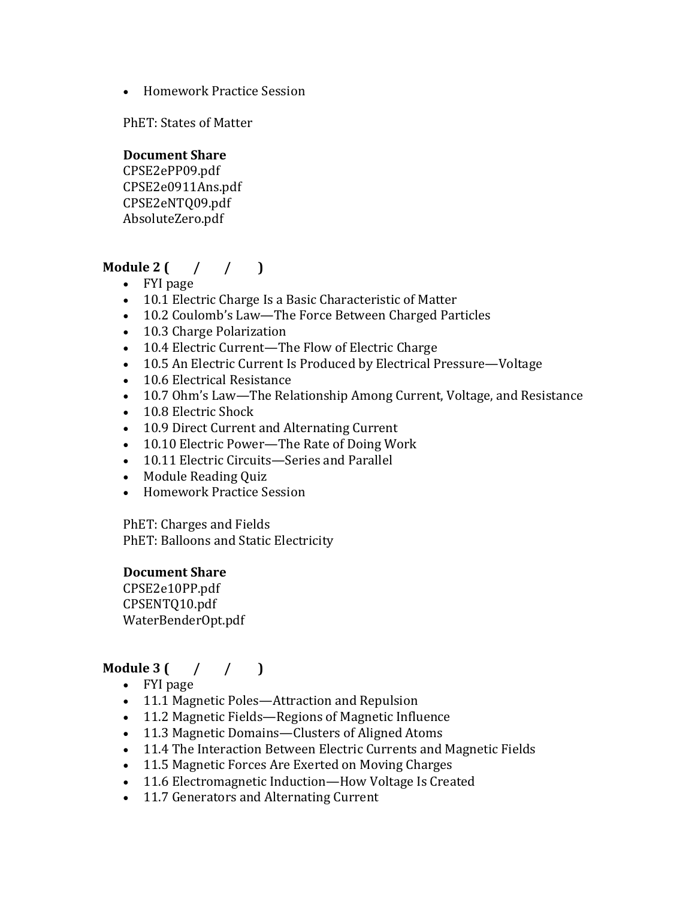- Homework Practice Session

PhET: States of Matter

**Document Share**
CPSE2ePP09.pdf
CPSE2e0911Ans.pdf
CPSE2eNTQ09.pdf
AbsoluteZero.pdf

**Module 2 (  /  /  )**

- FYI page
- 10.1 Electric Charge Is a Basic Characteristic of Matter
- 10.2 Coulomb's Law—The Force Between Charged Particles
- 10.3 Charge Polarization
- 10.4 Electric Current—The Flow of Electric Charge
- 10.5 An Electric Current Is Produced by Electrical Pressure—Voltage
- 10.6 Electrical Resistance
- 10.7 Ohm's Law—The Relationship Among Current, Voltage, and Resistance
- 10.8 Electric Shock
- 10.9 Direct Current and Alternating Current
- 10.10 Electric Power—The Rate of Doing Work
- 10.11 Electric Circuits—Series and Parallel
- Module Reading Quiz
- Homework Practice Session

PhET: Charges and Fields
PhET: Balloons and Static Electricity

**Document Share**
CPSE2e10PP.pdf
CPSENTQ10.pdf
WaterBenderOpt.pdf

**Module 3 (  /  /  )**

- FYI page
- 11.1 Magnetic Poles—Attraction and Repulsion
- 11.2 Magnetic Fields—Regions of Magnetic Influence
- 11.3 Magnetic Domains—Clusters of Aligned Atoms
- 11.4 The Interaction Between Electric Currents and Magnetic Fields
- 11.5 Magnetic Forces Are Exerted on Moving Charges
- 11.6 Electromagnetic Induction—How Voltage Is Created
- 11.7 Generators and Alternating Current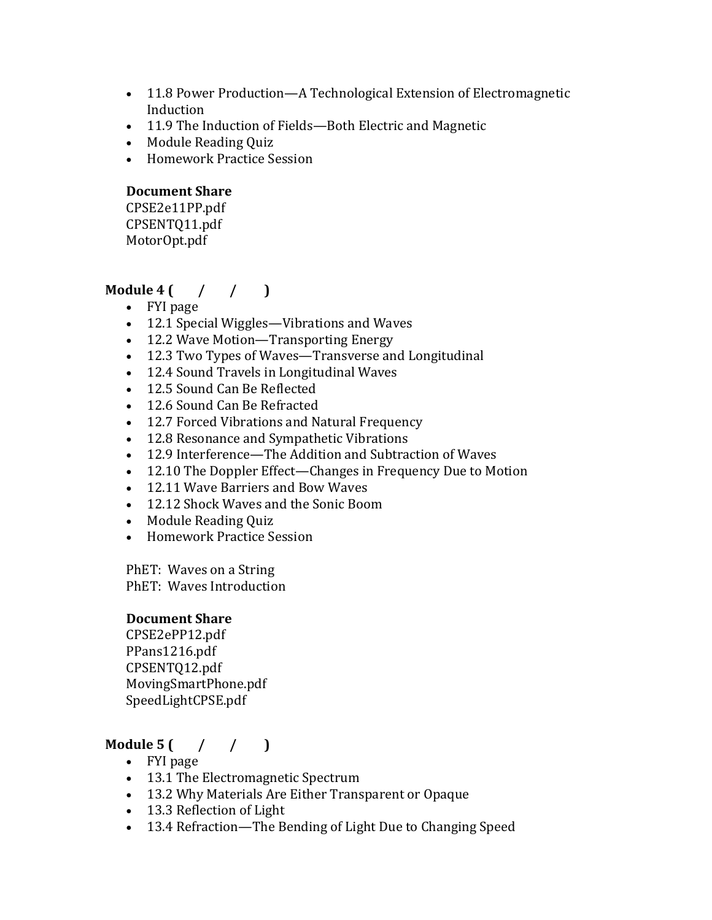- 11.8 Power Production—A Technological Extension of Electromagnetic Induction
- 11.9 The Induction of Fields—Both Electric and Magnetic
- Module Reading Quiz
- Homework Practice Session

**Document Share**
CPSE2e11PP.pdf
CPSENTQ11.pdf
MotorOpt.pdf

**Module 4 (  /  /  )**

- FYI page
- 12.1 Special Wiggles—Vibrations and Waves
- 12.2 Wave Motion—Transporting Energy
- 12.3 Two Types of Waves—Transverse and Longitudinal
- 12.4 Sound Travels in Longitudinal Waves
- 12.5 Sound Can Be Reflected
- 12.6 Sound Can Be Refracted
- 12.7 Forced Vibrations and Natural Frequency
- 12.8 Resonance and Sympathetic Vibrations
- 12.9 Interference—The Addition and Subtraction of Waves
- 12.10 The Doppler Effect—Changes in Frequency Due to Motion
- 12.11 Wave Barriers and Bow Waves
- 12.12 Shock Waves and the Sonic Boom
- Module Reading Quiz
- Homework Practice Session

PhET: Waves on a String
PhET: Waves Introduction

**Document Share**
CPSE2ePP12.pdf
PPans1216.pdf
CPSENTQ12.pdf
MovingSmartPhone.pdf
SpeedLightCPSE.pdf

**Module 5 (  /  /  )**

- FYI page
- 13.1 The Electromagnetic Spectrum
- 13.2 Why Materials Are Either Transparent or Opaque
- 13.3 Reflection of Light
- 13.4 Refraction—The Bending of Light Due to Changing Speed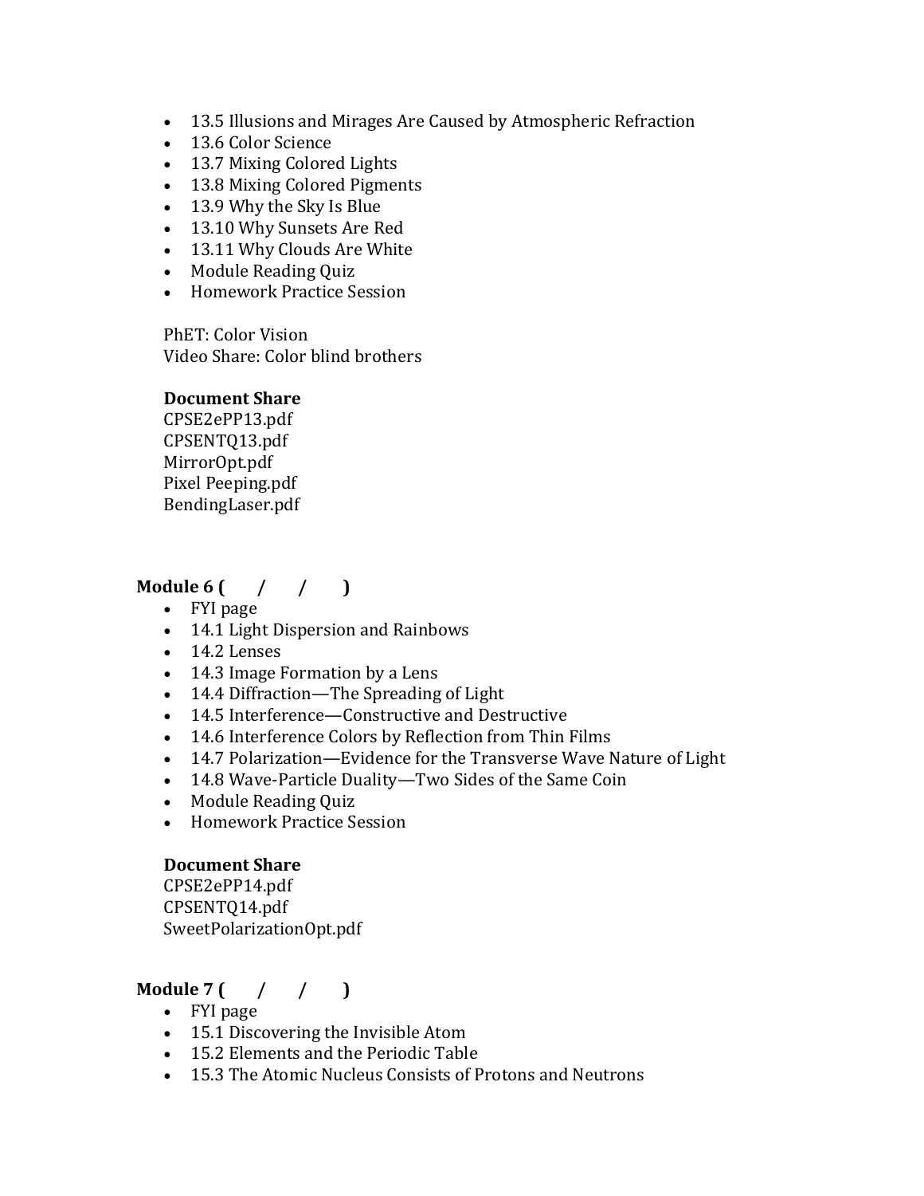- 13.5 Illusions and Mirages Are Caused by Atmospheric Refraction
- 13.6 Color Science
- 13.7 Mixing Colored Lights
- 13.8 Mixing Colored Pigments
- 13.9 Why the Sky Is Blue
- 13.10 Why Sunsets Are Red
- 13.11 Why Clouds Are White
- Module Reading Quiz
- Homework Practice Session

PhET: Color Vision
Video Share: Color blind brothers

**Document Share**
CPSE2ePP13.pdf
CPSENTQ13.pdf
MirrorOpt.pdf
Pixel Peeping.pdf
BendingLaser.pdf

**Module 6 (  /  /  )**

- FYI page
- 14.1 Light Dispersion and Rainbows
- 14.2 Lenses
- 14.3 Image Formation by a Lens
- 14.4 Diffraction—The Spreading of Light
- 14.5 Interference—Constructive and Destructive
- 14.6 Interference Colors by Reflection from Thin Films
- 14.7 Polarization—Evidence for the Transverse Wave Nature of Light
- 14.8 Wave-Particle Duality—Two Sides of the Same Coin
- Module Reading Quiz
- Homework Practice Session

**Document Share**
CPSE2ePP14.pdf
CPSENTQ14.pdf
SweetPolarizationOpt.pdf

**Module 7 (  /  /  )**

- FYI page
- 15.1 Discovering the Invisible Atom
- 15.2 Elements and the Periodic Table
- 15.3 The Atomic Nucleus Consists of Protons and Neutrons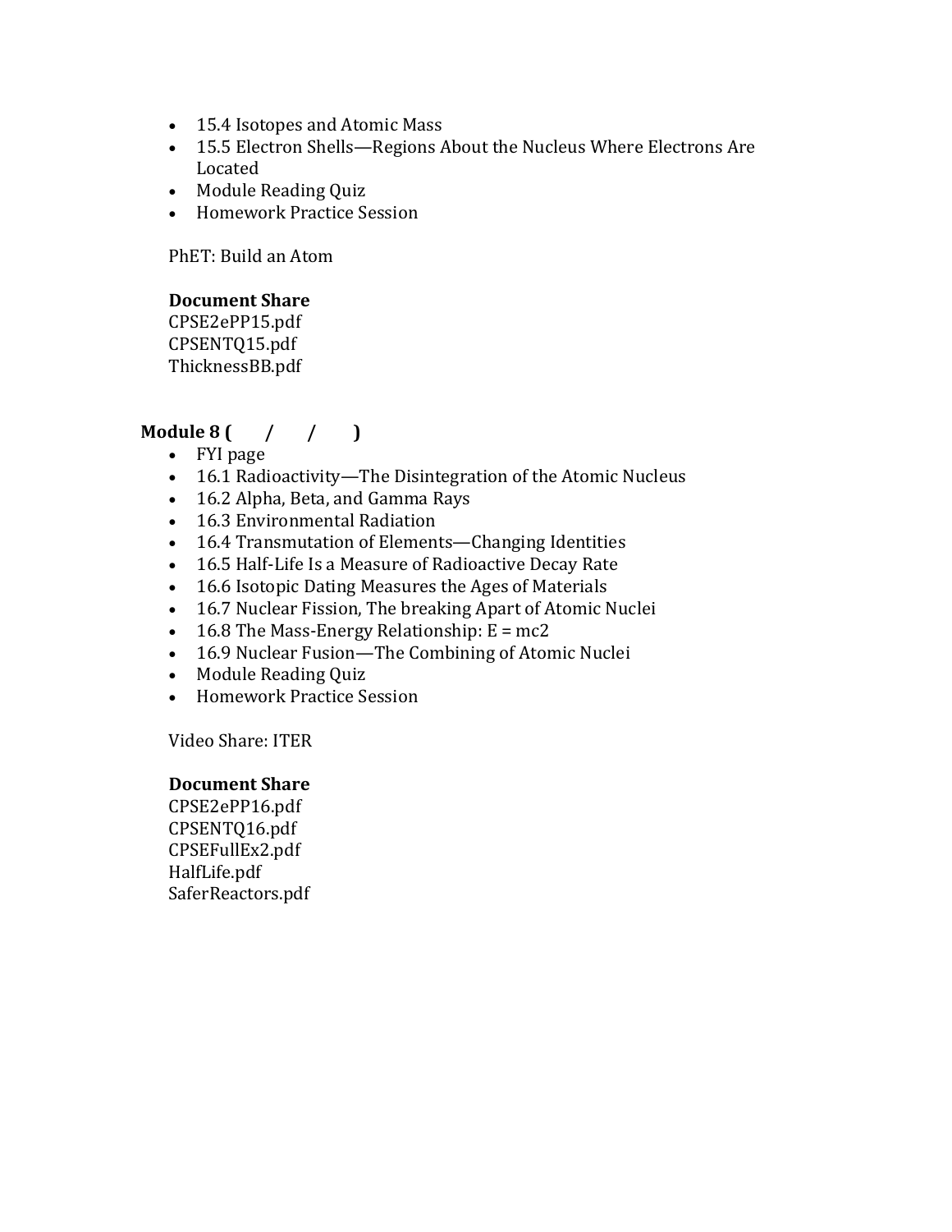- 15.4 Isotopes and Atomic Mass
- 15.5 Electron Shells—Regions About the Nucleus Where Electrons Are Located
- Module Reading Quiz
- Homework Practice Session

PhET: Build an Atom

**Document Share**
CPSE2ePP15.pdf
CPSENTQ15.pdf
ThicknessBB.pdf

**Module 8 (      /      /      )**

- FYI page
- 16.1 Radioactivity—The Disintegration of the Atomic Nucleus
- 16.2 Alpha, Beta, and Gamma Rays
- 16.3 Environmental Radiation
- 16.4 Transmutation of Elements—Changing Identities
- 16.5 Half-Life Is a Measure of Radioactive Decay Rate
- 16.6 Isotopic Dating Measures the Ages of Materials
- 16.7 Nuclear Fission, The breaking Apart of Atomic Nuclei
- 16.8 The Mass-Energy Relationship: E = mc2
- 16.9 Nuclear Fusion—The Combining of Atomic Nuclei
- Module Reading Quiz
- Homework Practice Session

Video Share: ITER

**Document Share**
CPSE2ePP16.pdf
CPSENTQ16.pdf
CPSEFullEx2.pdf
HalfLife.pdf
SaferReactors.pdf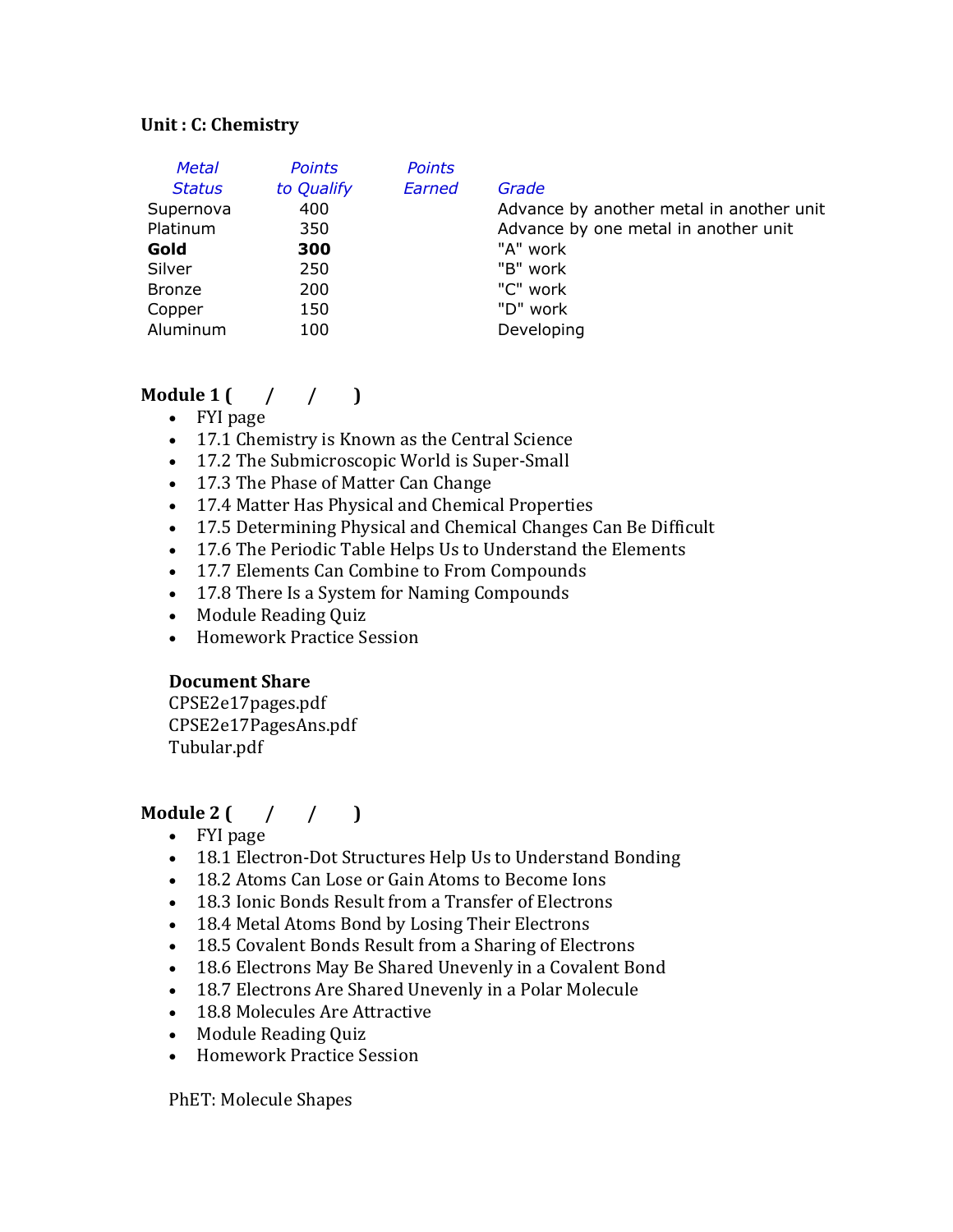**Unit : C: Chemistry**

| *Metal Status* | *Points to Qualify* | *Points Earned* | *Grade* |
|---|---|---|---|
| Supernova | 400 | | Advance by another metal in another unit |
| Platinum | 350 | | Advance by one metal in another unit |
| **Gold** | **300** | | "A" work |
| Silver | 250 | | "B" work |
| Bronze | 200 | | "C" work |
| Copper | 150 | | "D" work |
| Aluminum | 100 | | Developing |

**Module 1 (      /      /      )**

- FYI page
- 17.1 Chemistry is Known as the Central Science
- 17.2 The Submicroscopic World is Super-Small
- 17.3 The Phase of Matter Can Change
- 17.4 Matter Has Physical and Chemical Properties
- 17.5 Determining Physical and Chemical Changes Can Be Difficult
- 17.6 The Periodic Table Helps Us to Understand the Elements
- 17.7 Elements Can Combine to From Compounds
- 17.8 There Is a System for Naming Compounds
- Module Reading Quiz
- Homework Practice Session

**Document Share**
CPSE2e17pages.pdf
CPSE2e17PagesAns.pdf
Tubular.pdf

**Module 2 (      /      /      )**

- FYI page
- 18.1 Electron-Dot Structures Help Us to Understand Bonding
- 18.2 Atoms Can Lose or Gain Atoms to Become Ions
- 18.3 Ionic Bonds Result from a Transfer of Electrons
- 18.4 Metal Atoms Bond by Losing Their Electrons
- 18.5 Covalent Bonds Result from a Sharing of Electrons
- 18.6 Electrons May Be Shared Unevenly in a Covalent Bond
- 18.7 Electrons Are Shared Unevenly in a Polar Molecule
- 18.8 Molecules Are Attractive
- Module Reading Quiz
- Homework Practice Session

PhET: Molecule Shapes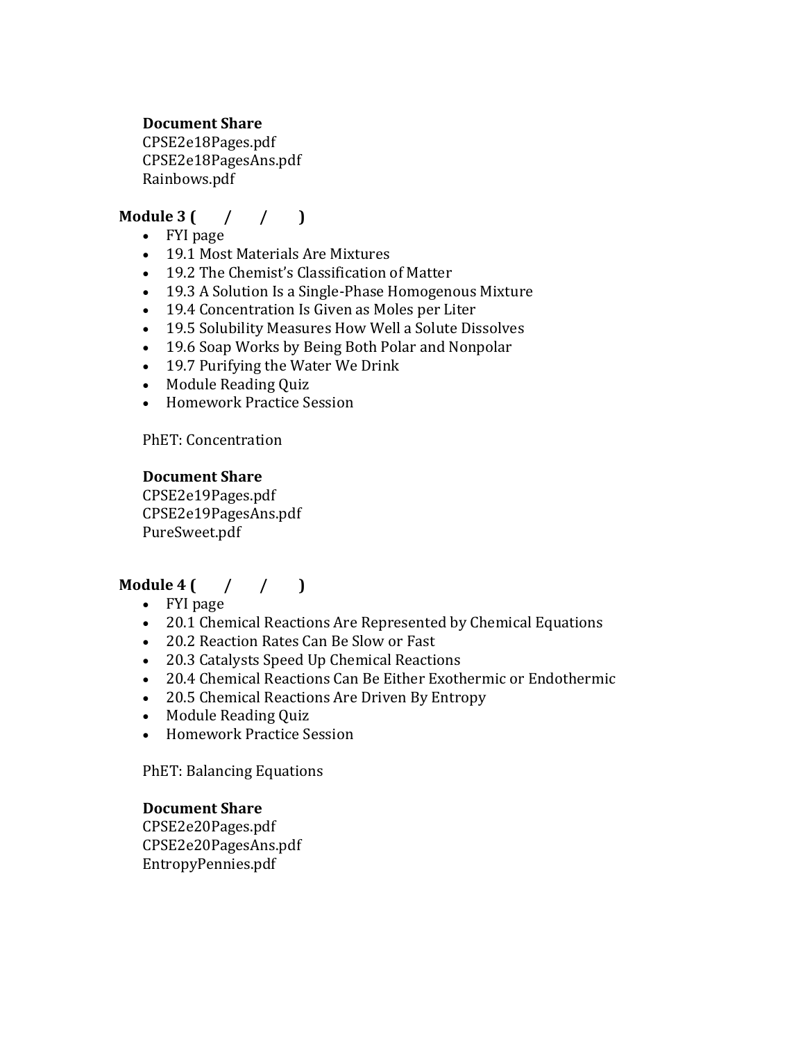**Document Share**
CPSE2e18Pages.pdf
CPSE2e18PagesAns.pdf
Rainbows.pdf

**Module 3 (      /      /      )**

- FYI page
- 19.1 Most Materials Are Mixtures
- 19.2 The Chemist's Classification of Matter
- 19.3 A Solution Is a Single-Phase Homogenous Mixture
- 19.4 Concentration Is Given as Moles per Liter
- 19.5 Solubility Measures How Well a Solute Dissolves
- 19.6 Soap Works by Being Both Polar and Nonpolar
- 19.7 Purifying the Water We Drink
- Module Reading Quiz
- Homework Practice Session

PhET: Concentration

**Document Share**
CPSE2e19Pages.pdf
CPSE2e19PagesAns.pdf
PureSweet.pdf

**Module 4 (      /      /      )**

- FYI page
- 20.1 Chemical Reactions Are Represented by Chemical Equations
- 20.2 Reaction Rates Can Be Slow or Fast
- 20.3 Catalysts Speed Up Chemical Reactions
- 20.4 Chemical Reactions Can Be Either Exothermic or Endothermic
- 20.5 Chemical Reactions Are Driven By Entropy
- Module Reading Quiz
- Homework Practice Session

PhET: Balancing Equations

**Document Share**
CPSE2e20Pages.pdf
CPSE2e20PagesAns.pdf
EntropyPennies.pdf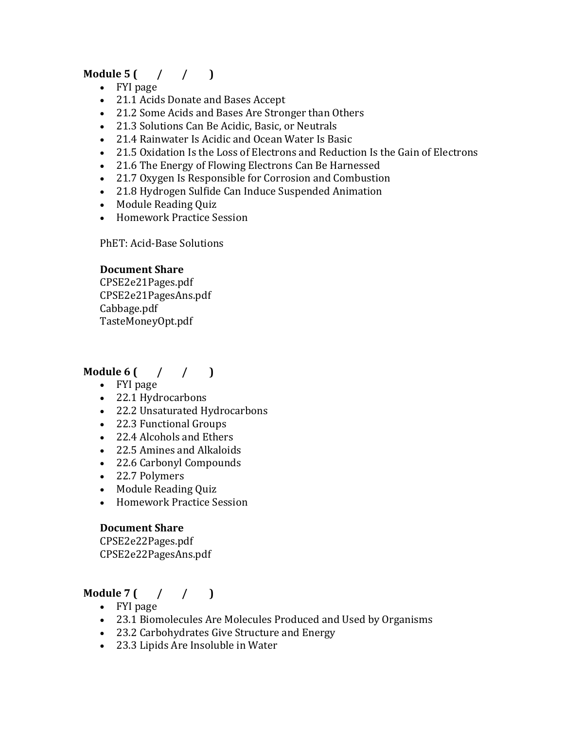**Module 5 (      /      /      )**

- FYI page
- 21.1 Acids Donate and Bases Accept
- 21.2 Some Acids and Bases Are Stronger than Others
- 21.3 Solutions Can Be Acidic, Basic, or Neutrals
- 21.4 Rainwater Is Acidic and Ocean Water Is Basic
- 21.5 Oxidation Is the Loss of Electrons and Reduction Is the Gain of Electrons
- 21.6 The Energy of Flowing Electrons Can Be Harnessed
- 21.7 Oxygen Is Responsible for Corrosion and Combustion
- 21.8 Hydrogen Sulfide Can Induce Suspended Animation
- Module Reading Quiz
- Homework Practice Session

PhET: Acid-Base Solutions

**Document Share**
CPSE2e21Pages.pdf
CPSE2e21PagesAns.pdf
Cabbage.pdf
TasteMoneyOpt.pdf

**Module 6 (      /      /      )**

- FYI page
- 22.1 Hydrocarbons
- 22.2 Unsaturated Hydrocarbons
- 22.3 Functional Groups
- 22.4 Alcohols and Ethers
- 22.5 Amines and Alkaloids
- 22.6 Carbonyl Compounds
- 22.7 Polymers
- Module Reading Quiz
- Homework Practice Session

**Document Share**
CPSE2e22Pages.pdf
CPSE2e22PagesAns.pdf

**Module 7 (      /      /      )**

- FYI page
- 23.1 Biomolecules Are Molecules Produced and Used by Organisms
- 23.2 Carbohydrates Give Structure and Energy
- 23.3 Lipids Are Insoluble in Water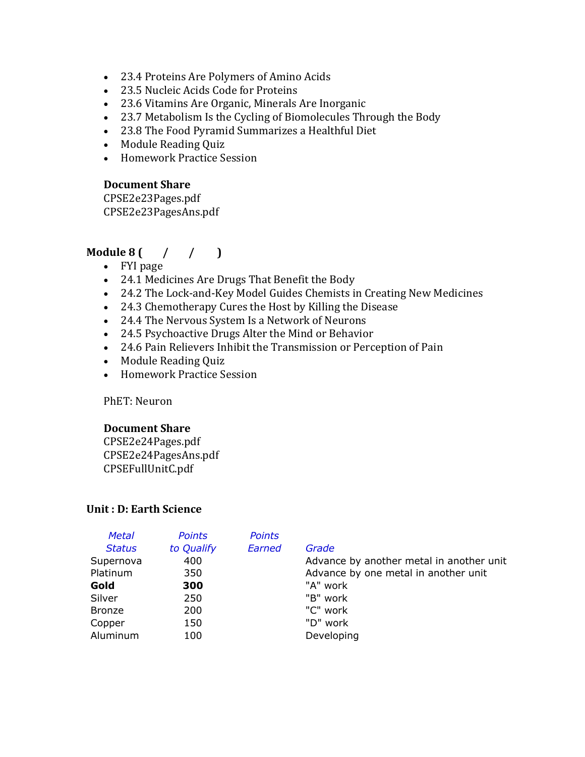- 23.4 Proteins Are Polymers of Amino Acids
- 23.5 Nucleic Acids Code for Proteins
- 23.6 Vitamins Are Organic, Minerals Are Inorganic
- 23.7 Metabolism Is the Cycling of Biomolecules Through the Body
- 23.8 The Food Pyramid Summarizes a Healthful Diet
- Module Reading Quiz
- Homework Practice Session

**Document Share**
CPSE2e23Pages.pdf
CPSE2e23PagesAns.pdf

**Module 8 (     /     /     )**

- FYI page
- 24.1 Medicines Are Drugs That Benefit the Body
- 24.2 The Lock-and-Key Model Guides Chemists in Creating New Medicines
- 24.3 Chemotherapy Cures the Host by Killing the Disease
- 24.4 The Nervous System Is a Network of Neurons
- 24.5 Psychoactive Drugs Alter the Mind or Behavior
- 24.6 Pain Relievers Inhibit the Transmission or Perception of Pain
- Module Reading Quiz
- Homework Practice Session

PhET: Neuron

**Document Share**
CPSE2e24Pages.pdf
CPSE2e24PagesAns.pdf
CPSEFullUnitC.pdf

**Unit : D: Earth Science**

| *Metal Status* | *Points to Qualify* | *Points Earned* | *Grade* |
|---|---|---|---|
| Supernova | 400 | | Advance by another metal in another unit |
| Platinum | 350 | | Advance by one metal in another unit |
| **Gold** | **300** | | "A" work |
| Silver | 250 | | "B" work |
| Bronze | 200 | | "C" work |
| Copper | 150 | | "D" work |
| Aluminum | 100 | | Developing |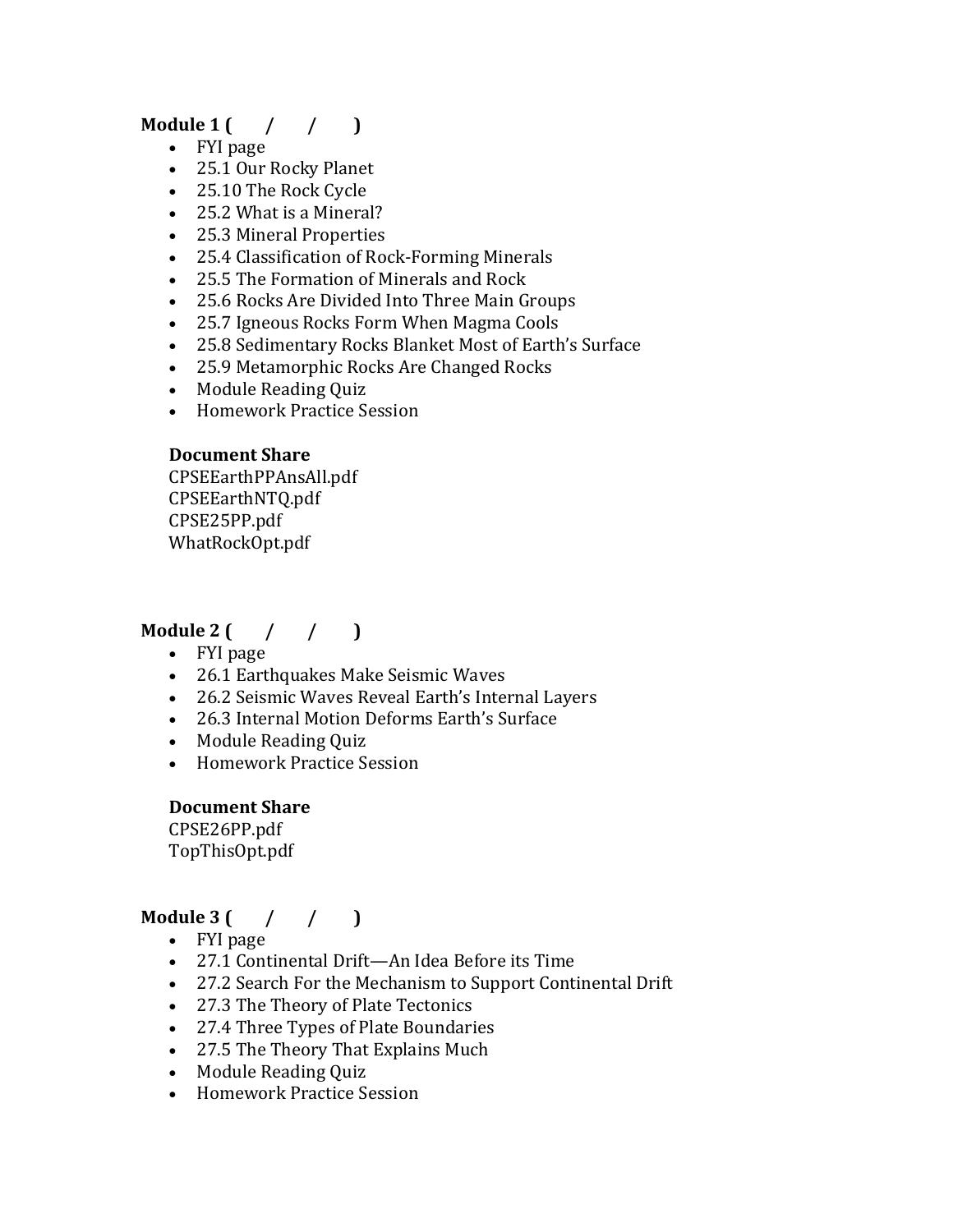**Module 1 ( / / )**

- FYI page
- 25.1 Our Rocky Planet
- 25.10 The Rock Cycle
- 25.2 What is a Mineral?
- 25.3 Mineral Properties
- 25.4 Classification of Rock-Forming Minerals
- 25.5 The Formation of Minerals and Rock
- 25.6 Rocks Are Divided Into Three Main Groups
- 25.7 Igneous Rocks Form When Magma Cools
- 25.8 Sedimentary Rocks Blanket Most of Earth's Surface
- 25.9 Metamorphic Rocks Are Changed Rocks
- Module Reading Quiz
- Homework Practice Session

**Document Share**

CPSEEarthPPAnsAll.pdf
CPSEEarthNTQ.pdf
CPSE25PP.pdf
WhatRockOpt.pdf

**Module 2 ( / / )**

- FYI page
- 26.1 Earthquakes Make Seismic Waves
- 26.2 Seismic Waves Reveal Earth's Internal Layers
- 26.3 Internal Motion Deforms Earth's Surface
- Module Reading Quiz
- Homework Practice Session

**Document Share**

CPSE26PP.pdf
TopThisOpt.pdf

**Module 3 ( / / )**

- FYI page
- 27.1 Continental Drift—An Idea Before its Time
- 27.2 Search For the Mechanism to Support Continental Drift
- 27.3 The Theory of Plate Tectonics
- 27.4 Three Types of Plate Boundaries
- 27.5 The Theory That Explains Much
- Module Reading Quiz
- Homework Practice Session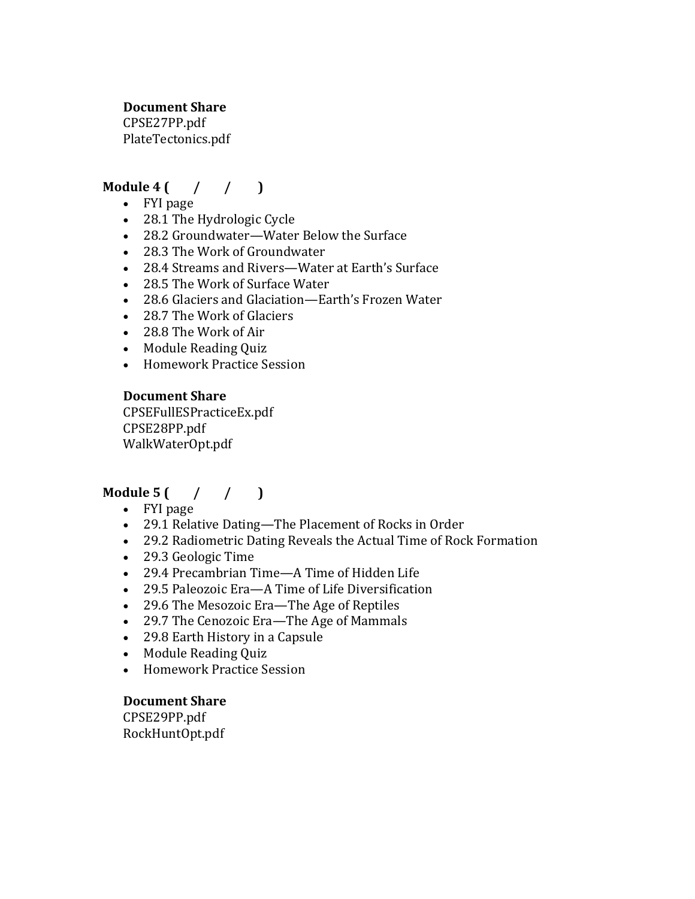**Document Share**
CPSE27PP.pdf
PlateTectonics.pdf

**Module 4 (  /  /  )**

- FYI page
- 28.1 The Hydrologic Cycle
- 28.2 Groundwater—Water Below the Surface
- 28.3 The Work of Groundwater
- 28.4 Streams and Rivers—Water at Earth's Surface
- 28.5 The Work of Surface Water
- 28.6 Glaciers and Glaciation—Earth's Frozen Water
- 28.7 The Work of Glaciers
- 28.8 The Work of Air
- Module Reading Quiz
- Homework Practice Session

**Document Share**
CPSEFullESPracticeEx.pdf
CPSE28PP.pdf
WalkWaterOpt.pdf

**Module 5 (  /  /  )**

- FYI page
- 29.1 Relative Dating—The Placement of Rocks in Order
- 29.2 Radiometric Dating Reveals the Actual Time of Rock Formation
- 29.3 Geologic Time
- 29.4 Precambrian Time—A Time of Hidden Life
- 29.5 Paleozoic Era—A Time of Life Diversification
- 29.6 The Mesozoic Era—The Age of Reptiles
- 29.7 The Cenozoic Era—The Age of Mammals
- 29.8 Earth History in a Capsule
- Module Reading Quiz
- Homework Practice Session

**Document Share**
CPSE29PP.pdf
RockHuntOpt.pdf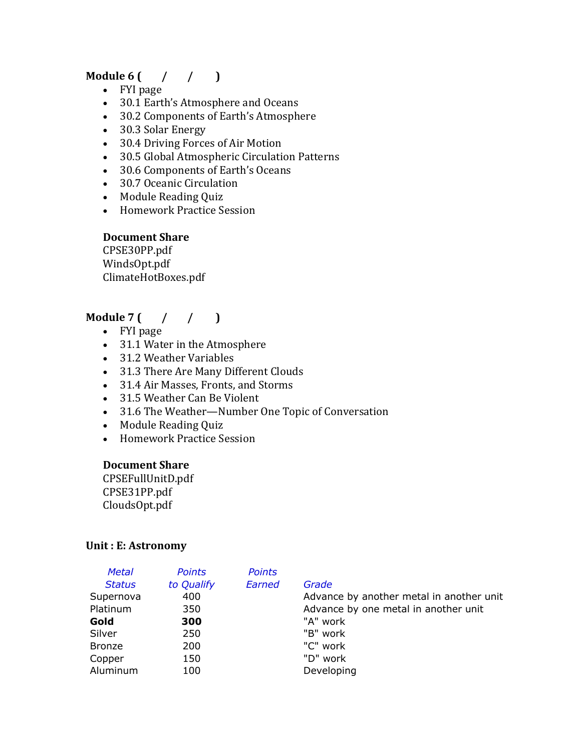**Module 6 (  /  /  )**

- FYI page
- 30.1 Earth's Atmosphere and Oceans
- 30.2 Components of Earth's Atmosphere
- 30.3 Solar Energy
- 30.4 Driving Forces of Air Motion
- 30.5 Global Atmospheric Circulation Patterns
- 30.6 Components of Earth's Oceans
- 30.7 Oceanic Circulation
- Module Reading Quiz
- Homework Practice Session

**Document Share**
CPSE30PP.pdf
WindsOpt.pdf
ClimateHotBoxes.pdf

**Module 7 (  /  /  )**

- FYI page
- 31.1 Water in the Atmosphere
- 31.2 Weather Variables
- 31.3 There Are Many Different Clouds
- 31.4 Air Masses, Fronts, and Storms
- 31.5 Weather Can Be Violent
- 31.6 The Weather—Number One Topic of Conversation
- Module Reading Quiz
- Homework Practice Session

**Document Share**
CPSEFullUnitD.pdf
CPSE31PP.pdf
CloudsOpt.pdf

**Unit : E: Astronomy**

| *Metal Status* | *Points to Qualify* | *Points Earned* | *Grade* |
|---|---|---|---|
| Supernova | 400 | | Advance by another metal in another unit |
| Platinum | 350 | | Advance by one metal in another unit |
| **Gold** | **300** | | "A" work |
| Silver | 250 | | "B" work |
| Bronze | 200 | | "C" work |
| Copper | 150 | | "D" work |
| Aluminum | 100 | | Developing |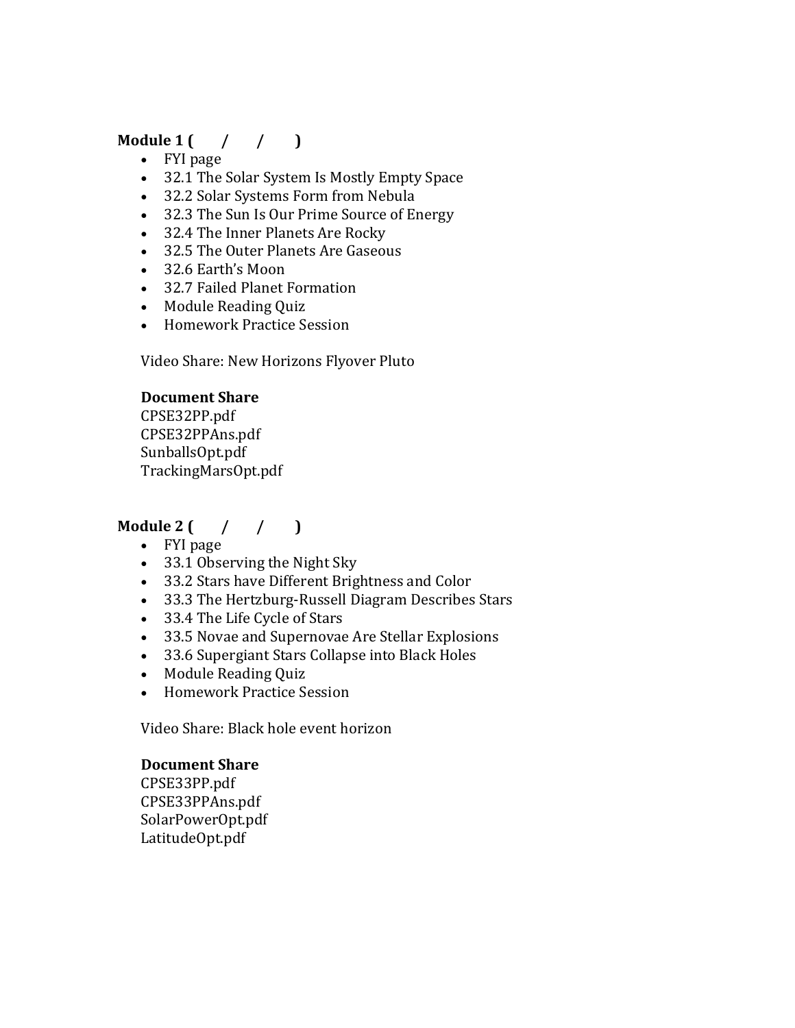**Module 1 (      /      /      )**

- FYI page
- 32.1 The Solar System Is Mostly Empty Space
- 32.2 Solar Systems Form from Nebula
- 32.3 The Sun Is Our Prime Source of Energy
- 32.4 The Inner Planets Are Rocky
- 32.5 The Outer Planets Are Gaseous
- 32.6 Earth's Moon
- 32.7 Failed Planet Formation
- Module Reading Quiz
- Homework Practice Session

Video Share: New Horizons Flyover Pluto

**Document Share**
CPSE32PP.pdf
CPSE32PPAns.pdf
SunballsOpt.pdf
TrackingMarsOpt.pdf

**Module 2 (      /      /      )**

- FYI page
- 33.1 Observing the Night Sky
- 33.2 Stars have Different Brightness and Color
- 33.3 The Hertzburg-Russell Diagram Describes Stars
- 33.4 The Life Cycle of Stars
- 33.5 Novae and Supernovae Are Stellar Explosions
- 33.6 Supergiant Stars Collapse into Black Holes
- Module Reading Quiz
- Homework Practice Session

Video Share: Black hole event horizon

**Document Share**
CPSE33PP.pdf
CPSE33PPAns.pdf
SolarPowerOpt.pdf
LatitudeOpt.pdf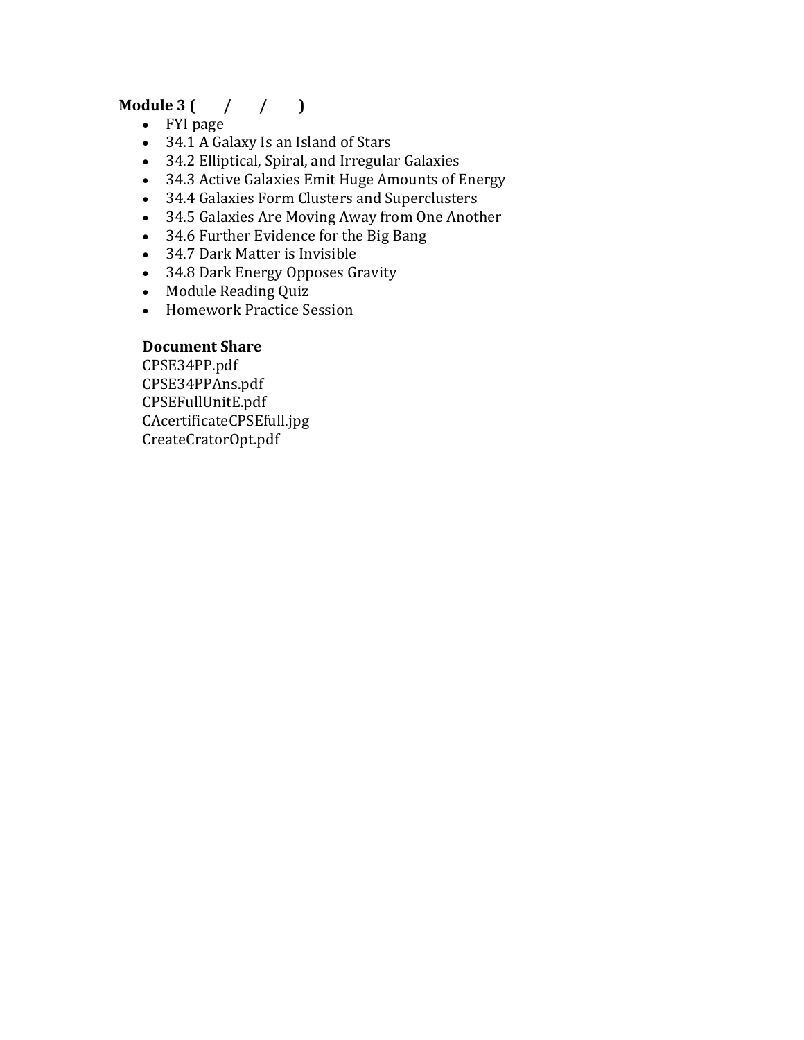**Module 3 ( / / )**

- FYI page
- 34.1 A Galaxy Is an Island of Stars
- 34.2 Elliptical, Spiral, and Irregular Galaxies
- 34.3 Active Galaxies Emit Huge Amounts of Energy
- 34.4 Galaxies Form Clusters and Superclusters
- 34.5 Galaxies Are Moving Away from One Another
- 34.6 Further Evidence for the Big Bang
- 34.7 Dark Matter is Invisible
- 34.8 Dark Energy Opposes Gravity
- Module Reading Quiz
- Homework Practice Session

**Document Share**

CPSE34PP.pdf
CPSE34PPAns.pdf
CPSEFullUnitE.pdf
CAcertificateCPSEfull.jpg
CreateCratorOpt.pdf